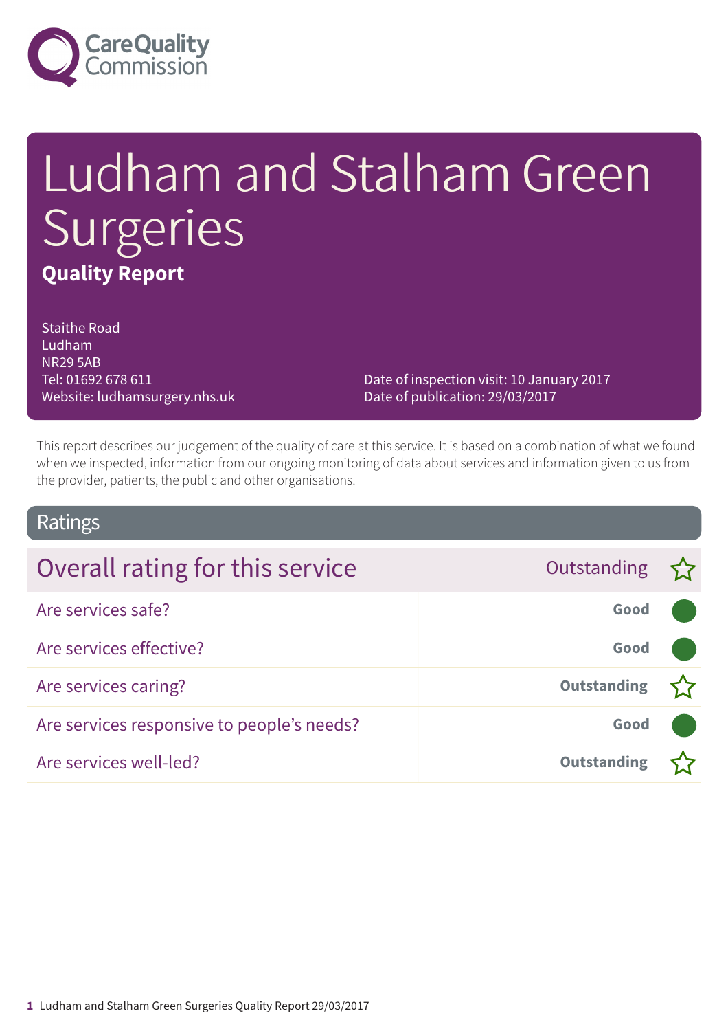Care Quality Commission

# Ludham and Stalham Green Surgeries

**Quality Report**

Staithe Road
Ludham
NR29 5AB
Tel: 01692 678 611
Website: ludhamsurgery.nhs.uk

Date of inspection visit: 10 January 2017
Date of publication: 29/03/2017

This report describes our judgement of the quality of care at this service. It is based on a combination of what we found when we inspected, information from our ongoing monitoring of data about services and information given to us from the provider, patients, the public and other organisations.

## Ratings

| Overall rating for this service | Outstanding ☆ |
|---|---|
| Are services safe? | Good |
| Are services effective? | Good |
| Are services caring? | Outstanding ☆ |
| Are services responsive to people's needs? | Good |
| Are services well-led? | Outstanding ☆ |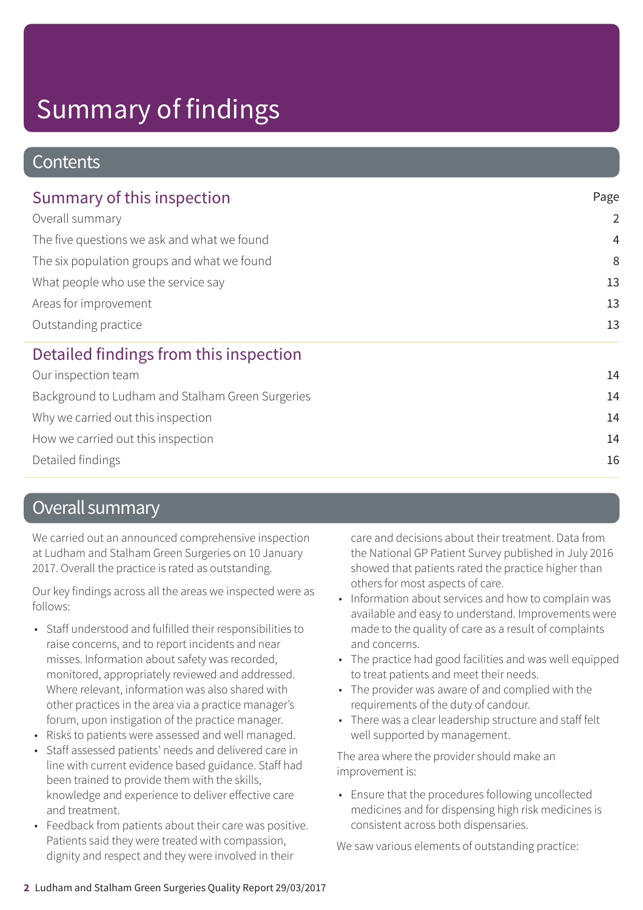# Summary of findings

## Contents

| Summary of this inspection | Page |
| --- | --- |
| Overall summary | 2 |
| The five questions we ask and what we found | 4 |
| The six population groups and what we found | 8 |
| What people who use the service say | 13 |
| Areas for improvement | 13 |
| Outstanding practice | 13 |
| **Detailed findings from this inspection** | |
| Our inspection team | 14 |
| Background to Ludham and Stalham Green Surgeries | 14 |
| Why we carried out this inspection | 14 |
| How we carried out this inspection | 14 |
| Detailed findings | 16 |

## Overall summary

We carried out an announced comprehensive inspection at Ludham and Stalham Green Surgeries on 10 January 2017. Overall the practice is rated as outstanding.

Our key findings across all the areas we inspected were as follows:

- Staff understood and fulfilled their responsibilities to raise concerns, and to report incidents and near misses. Information about safety was recorded, monitored, appropriately reviewed and addressed. Where relevant, information was also shared with other practices in the area via a practice manager's forum, upon instigation of the practice manager.
- Risks to patients were assessed and well managed.
- Staff assessed patients' needs and delivered care in line with current evidence based guidance. Staff had been trained to provide them with the skills, knowledge and experience to deliver effective care and treatment.
- Feedback from patients about their care was positive. Patients said they were treated with compassion, dignity and respect and they were involved in their care and decisions about their treatment. Data from the National GP Patient Survey published in July 2016 showed that patients rated the practice higher than others for most aspects of care.
- Information about services and how to complain was available and easy to understand. Improvements were made to the quality of care as a result of complaints and concerns.
- The practice had good facilities and was well equipped to treat patients and meet their needs.
- The provider was aware of and complied with the requirements of the duty of candour.
- There was a clear leadership structure and staff felt well supported by management.

The area where the provider should make an improvement is:

- Ensure that the procedures following uncollected medicines and for dispensing high risk medicines is consistent across both dispensaries.

We saw various elements of outstanding practice: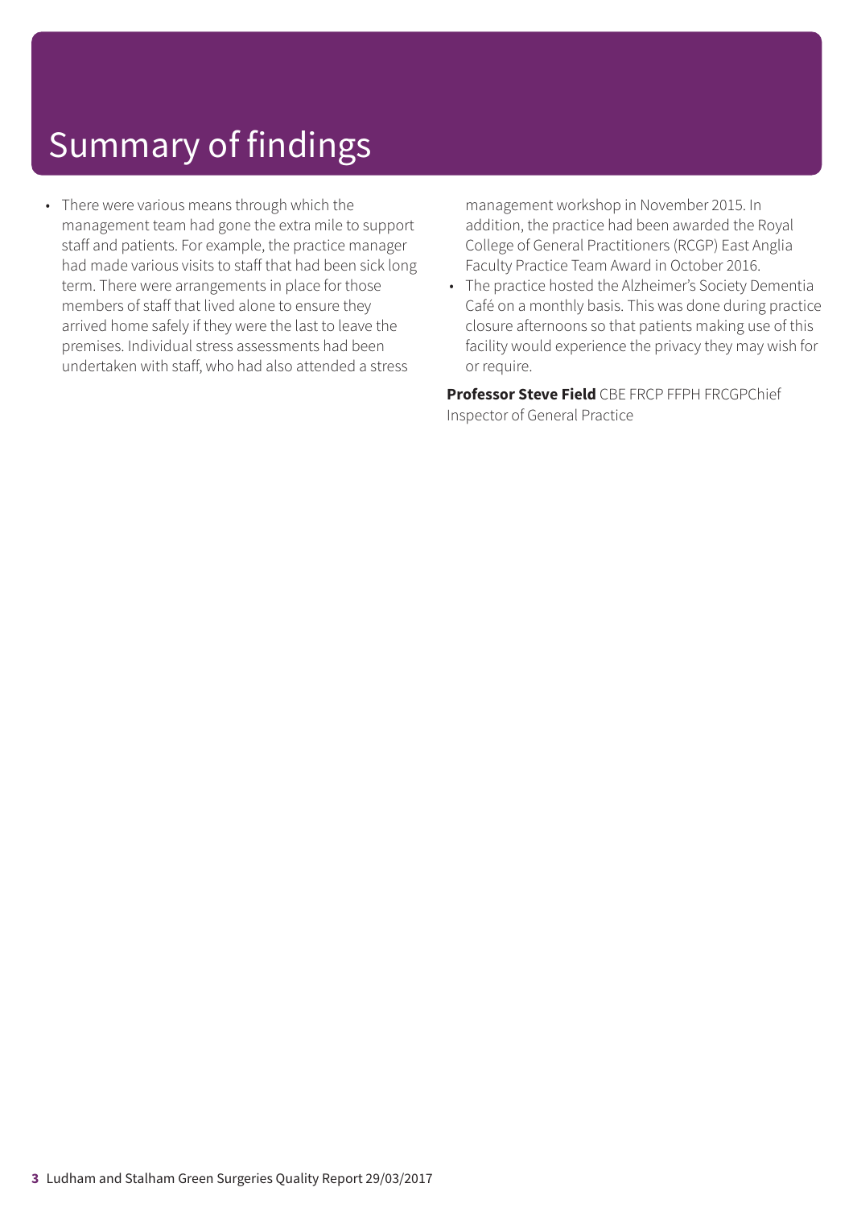# Summary of findings

- There were various means through which the management team had gone the extra mile to support staff and patients. For example, the practice manager had made various visits to staff that had been sick long term. There were arrangements in place for those members of staff that lived alone to ensure they arrived home safely if they were the last to leave the premises. Individual stress assessments had been undertaken with staff, who had also attended a stress management workshop in November 2015. In addition, the practice had been awarded the Royal College of General Practitioners (RCGP) East Anglia Faculty Practice Team Award in October 2016.
- The practice hosted the Alzheimer's Society Dementia Café on a monthly basis. This was done during practice closure afternoons so that patients making use of this facility would experience the privacy they may wish for or require.

**Professor Steve Field** CBE FRCP FFPH FRCGPChief Inspector of General Practice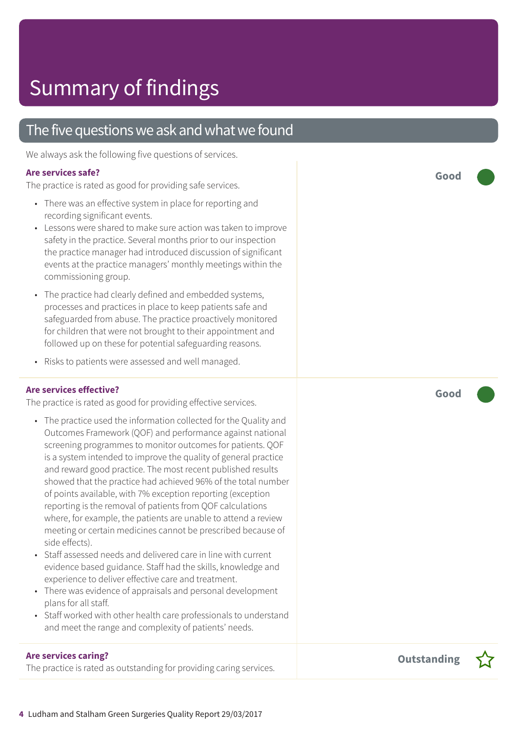# Summary of findings

## The five questions we ask and what we found

We always ask the following five questions of services.

### Are services safe?

**Good**

The practice is rated as good for providing safe services.

- There was an effective system in place for reporting and recording significant events.
- Lessons were shared to make sure action was taken to improve safety in the practice. Several months prior to our inspection the practice manager had introduced discussion of significant events at the practice managers' monthly meetings within the commissioning group.
- The practice had clearly defined and embedded systems, processes and practices in place to keep patients safe and safeguarded from abuse. The practice proactively monitored for children that were not brought to their appointment and followed up on these for potential safeguarding reasons.
- Risks to patients were assessed and well managed.

### Are services effective?

**Good**

The practice is rated as good for providing effective services.

- The practice used the information collected for the Quality and Outcomes Framework (QOF) and performance against national screening programmes to monitor outcomes for patients. QOF is a system intended to improve the quality of general practice and reward good practice. The most recent published results showed that the practice had achieved 96% of the total number of points available, with 7% exception reporting (exception reporting is the removal of patients from QOF calculations where, for example, the patients are unable to attend a review meeting or certain medicines cannot be prescribed because of side effects).
- Staff assessed needs and delivered care in line with current evidence based guidance. Staff had the skills, knowledge and experience to deliver effective care and treatment.
- There was evidence of appraisals and personal development plans for all staff.
- Staff worked with other health care professionals to understand and meet the range and complexity of patients' needs.

### Are services caring?

**Outstanding**

The practice is rated as outstanding for providing caring services.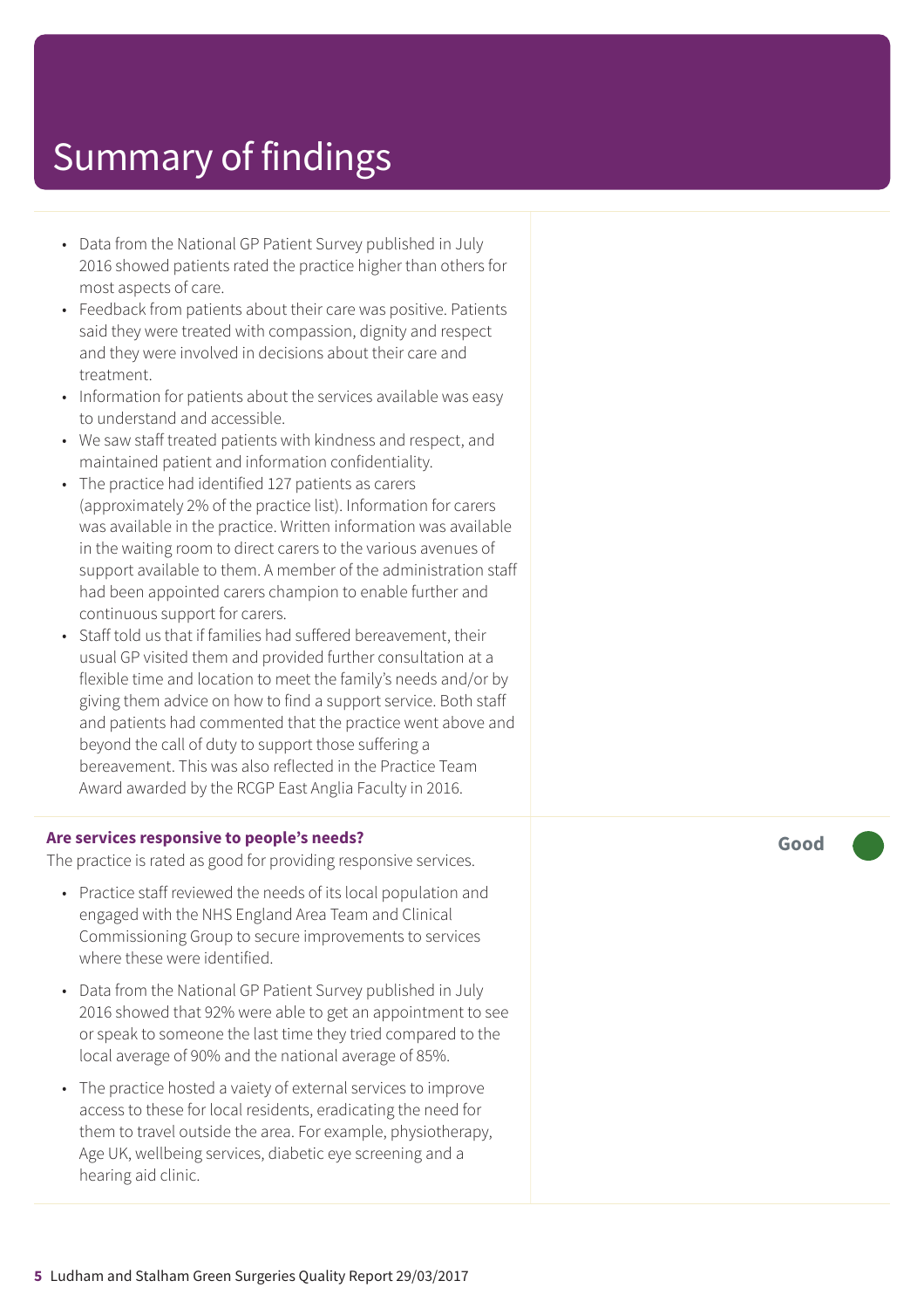# Summary of findings

- Data from the National GP Patient Survey published in July 2016 showed patients rated the practice higher than others for most aspects of care.
- Feedback from patients about their care was positive. Patients said they were treated with compassion, dignity and respect and they were involved in decisions about their care and treatment.
- Information for patients about the services available was easy to understand and accessible.
- We saw staff treated patients with kindness and respect, and maintained patient and information confidentiality.
- The practice had identified 127 patients as carers (approximately 2% of the practice list). Information for carers was available in the practice. Written information was available in the waiting room to direct carers to the various avenues of support available to them. A member of the administration staff had been appointed carers champion to enable further and continuous support for carers.
- Staff told us that if families had suffered bereavement, their usual GP visited them and provided further consultation at a flexible time and location to meet the family's needs and/or by giving them advice on how to find a support service. Both staff and patients had commented that the practice went above and beyond the call of duty to support those suffering a bereavement. This was also reflected in the Practice Team Award awarded by the RCGP East Anglia Faculty in 2016.

**Are services responsive to people's needs?** — **Good**

The practice is rated as good for providing responsive services.

- Practice staff reviewed the needs of its local population and engaged with the NHS England Area Team and Clinical Commissioning Group to secure improvements to services where these were identified.
- Data from the National GP Patient Survey published in July 2016 showed that 92% were able to get an appointment to see or speak to someone the last time they tried compared to the local average of 90% and the national average of 85%.
- The practice hosted a vaiety of external services to improve access to these for local residents, eradicating the need for them to travel outside the area. For example, physiotherapy, Age UK, wellbeing services, diabetic eye screening and a hearing aid clinic.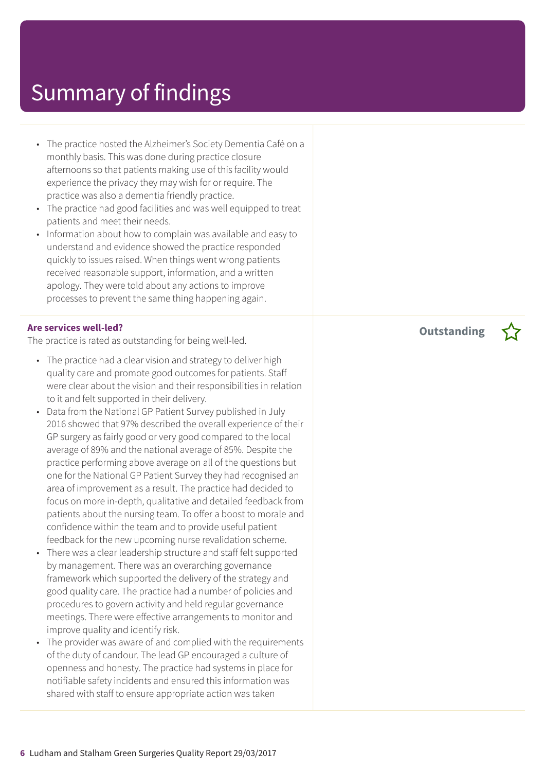# Summary of findings

- The practice hosted the Alzheimer's Society Dementia Café on a monthly basis. This was done during practice closure afternoons so that patients making use of this facility would experience the privacy they may wish for or require. The practice was also a dementia friendly practice.
- The practice had good facilities and was well equipped to treat patients and meet their needs.
- Information about how to complain was available and easy to understand and evidence showed the practice responded quickly to issues raised. When things went wrong patients received reasonable support, information, and a written apology. They were told about any actions to improve processes to prevent the same thing happening again.

**Are services well-led?**

**Outstanding** ☆

The practice is rated as outstanding for being well-led.

- The practice had a clear vision and strategy to deliver high quality care and promote good outcomes for patients. Staff were clear about the vision and their responsibilities in relation to it and felt supported in their delivery.
- Data from the National GP Patient Survey published in July 2016 showed that 97% described the overall experience of their GP surgery as fairly good or very good compared to the local average of 89% and the national average of 85%. Despite the practice performing above average on all of the questions but one for the National GP Patient Survey they had recognised an area of improvement as a result. The practice had decided to focus on more in-depth, qualitative and detailed feedback from patients about the nursing team. To offer a boost to morale and confidence within the team and to provide useful patient feedback for the new upcoming nurse revalidation scheme.
- There was a clear leadership structure and staff felt supported by management. There was an overarching governance framework which supported the delivery of the strategy and good quality care. The practice had a number of policies and procedures to govern activity and held regular governance meetings. There were effective arrangements to monitor and improve quality and identify risk.
- The provider was aware of and complied with the requirements of the duty of candour. The lead GP encouraged a culture of openness and honesty. The practice had systems in place for notifiable safety incidents and ensured this information was shared with staff to ensure appropriate action was taken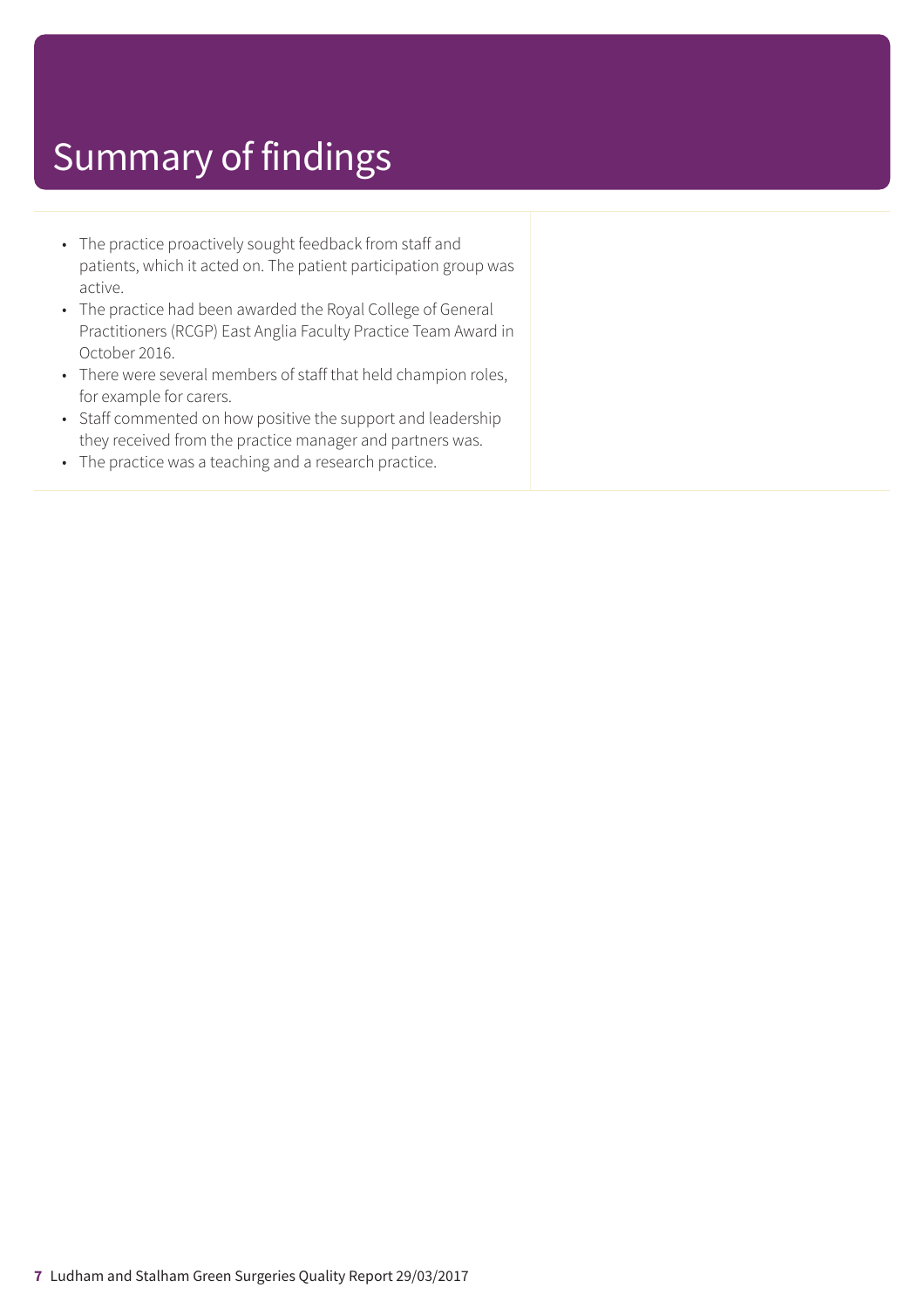# Summary of findings

- The practice proactively sought feedback from staff and patients, which it acted on. The patient participation group was active.
- The practice had been awarded the Royal College of General Practitioners (RCGP) East Anglia Faculty Practice Team Award in October 2016.
- There were several members of staff that held champion roles, for example for carers.
- Staff commented on how positive the support and leadership they received from the practice manager and partners was.
- The practice was a teaching and a research practice.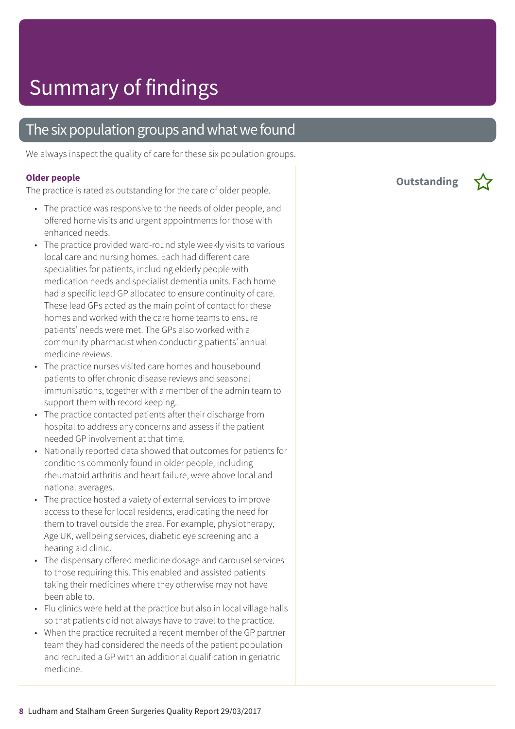# Summary of findings

## The six population groups and what we found

We always inspect the quality of care for these six population groups.

**Older people**

**Outstanding** ☆

The practice is rated as outstanding for the care of older people.

- The practice was responsive to the needs of older people, and offered home visits and urgent appointments for those with enhanced needs.
- The practice provided ward-round style weekly visits to various local care and nursing homes. Each had different care specialities for patients, including elderly people with medication needs and specialist dementia units. Each home had a specific lead GP allocated to ensure continuity of care. These lead GPs acted as the main point of contact for these homes and worked with the care home teams to ensure patients' needs were met. The GPs also worked with a community pharmacist when conducting patients' annual medicine reviews.
- The practice nurses visited care homes and housebound patients to offer chronic disease reviews and seasonal immunisations, together with a member of the admin team to support them with record keeping..
- The practice contacted patients after their discharge from hospital to address any concerns and assess if the patient needed GP involvement at that time.
- Nationally reported data showed that outcomes for patients for conditions commonly found in older people, including rheumatoid arthritis and heart failure, were above local and national averages.
- The practice hosted a vaiety of external services to improve access to these for local residents, eradicating the need for them to travel outside the area. For example, physiotherapy, Age UK, wellbeing services, diabetic eye screening and a hearing aid clinic.
- The dispensary offered medicine dosage and carousel services to those requiring this. This enabled and assisted patients taking their medicines where they otherwise may not have been able to.
- Flu clinics were held at the practice but also in local village halls so that patients did not always have to travel to the practice.
- When the practice recruited a recent member of the GP partner team they had considered the needs of the patient population and recruited a GP with an additional qualification in geriatric medicine.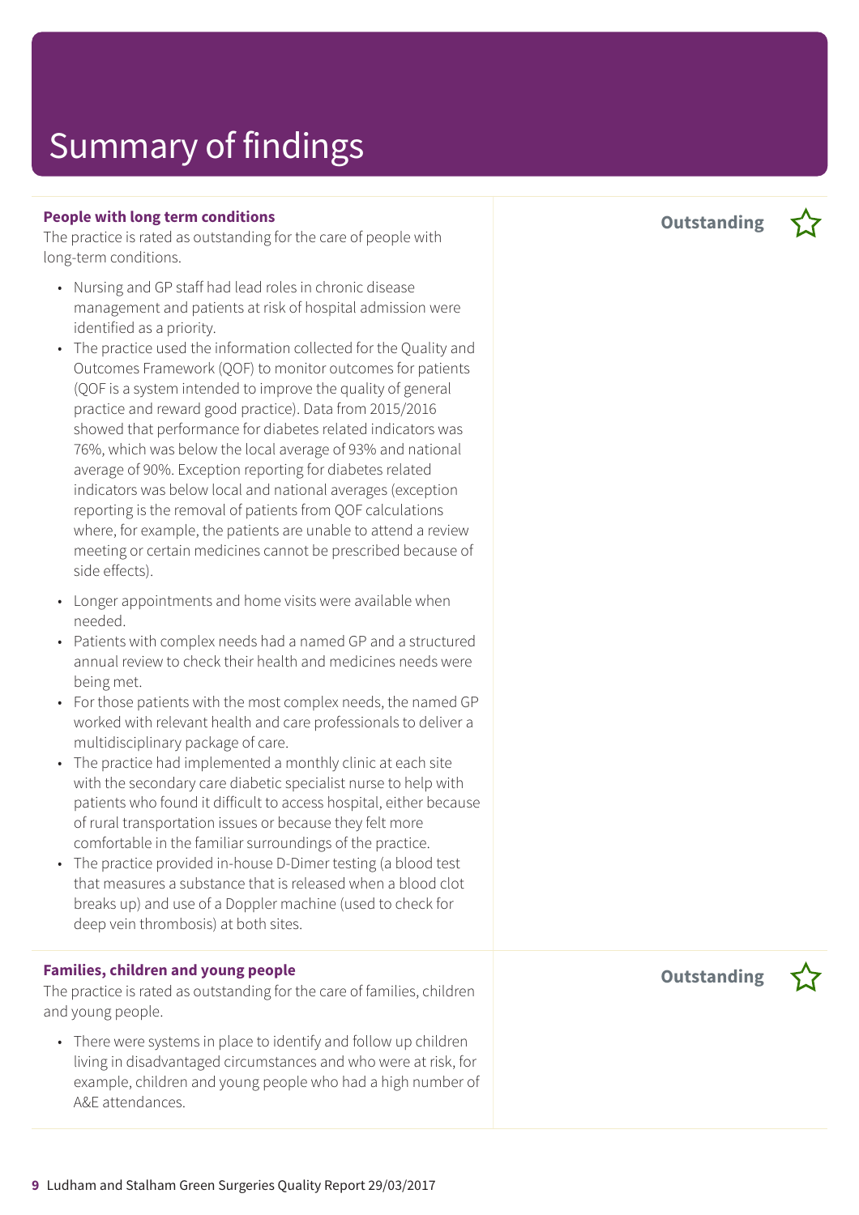# Summary of findings

### People with long term conditions

**Outstanding** ☆

The practice is rated as outstanding for the care of people with long-term conditions.

- Nursing and GP staff had lead roles in chronic disease management and patients at risk of hospital admission were identified as a priority.
- The practice used the information collected for the Quality and Outcomes Framework (QOF) to monitor outcomes for patients (QOF is a system intended to improve the quality of general practice and reward good practice). Data from 2015/2016 showed that performance for diabetes related indicators was 76%, which was below the local average of 93% and national average of 90%. Exception reporting for diabetes related indicators was below local and national averages (exception reporting is the removal of patients from QOF calculations where, for example, the patients are unable to attend a review meeting or certain medicines cannot be prescribed because of side effects).
- Longer appointments and home visits were available when needed.
- Patients with complex needs had a named GP and a structured annual review to check their health and medicines needs were being met.
- For those patients with the most complex needs, the named GP worked with relevant health and care professionals to deliver a multidisciplinary package of care.
- The practice had implemented a monthly clinic at each site with the secondary care diabetic specialist nurse to help with patients who found it difficult to access hospital, either because of rural transportation issues or because they felt more comfortable in the familiar surroundings of the practice.
- The practice provided in-house D-Dimer testing (a blood test that measures a substance that is released when a blood clot breaks up) and use of a Doppler machine (used to check for deep vein thrombosis) at both sites.

### Families, children and young people

**Outstanding** ☆

The practice is rated as outstanding for the care of families, children and young people.

- There were systems in place to identify and follow up children living in disadvantaged circumstances and who were at risk, for example, children and young people who had a high number of A&E attendances.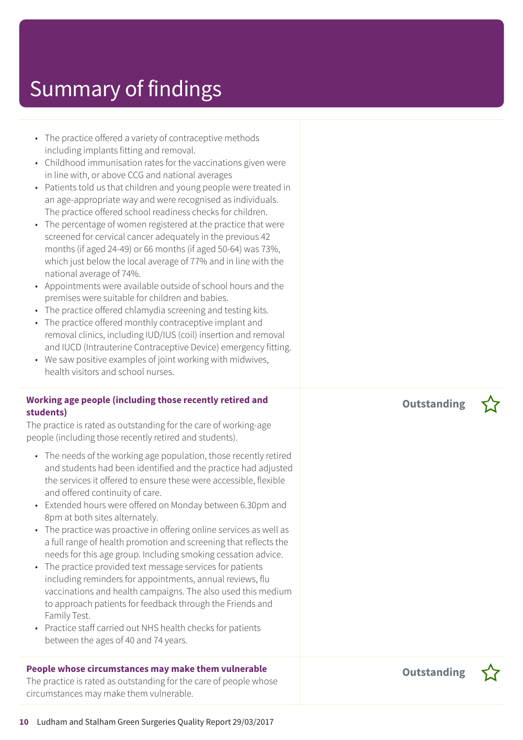# Summary of findings

- The practice offered a variety of contraceptive methods including implants fitting and removal.
- Childhood immunisation rates for the vaccinations given were in line with, or above CCG and national averages
- Patients told us that children and young people were treated in an age-appropriate way and were recognised as individuals. The practice offered school readiness checks for children.
- The percentage of women registered at the practice that were screened for cervical cancer adequately in the previous 42 months (if aged 24-49) or 66 months (if aged 50-64) was 73%, which just below the local average of 77% and in line with the national average of 74%.
- Appointments were available outside of school hours and the premises were suitable for children and babies.
- The practice offered chlamydia screening and testing kits.
- The practice offered monthly contraceptive implant and removal clinics, including IUD/IUS (coil) insertion and removal and IUCD (Intrauterine Contraceptive Device) emergency fitting.
- We saw positive examples of joint working with midwives, health visitors and school nurses.

**Working age people (including those recently retired and students)** — **Outstanding** ☆

The practice is rated as outstanding for the care of working-age people (including those recently retired and students).

- The needs of the working age population, those recently retired and students had been identified and the practice had adjusted the services it offered to ensure these were accessible, flexible and offered continuity of care.
- Extended hours were offered on Monday between 6.30pm and 8pm at both sites alternately.
- The practice was proactive in offering online services as well as a full range of health promotion and screening that reflects the needs for this age group. Including smoking cessation advice.
- The practice provided text message services for patients including reminders for appointments, annual reviews, flu vaccinations and health campaigns. The also used this medium to approach patients for feedback through the Friends and Family Test.
- Practice staff carried out NHS health checks for patients between the ages of 40 and 74 years.

**People whose circumstances may make them vulnerable** — **Outstanding** ☆

The practice is rated as outstanding for the care of people whose circumstances may make them vulnerable.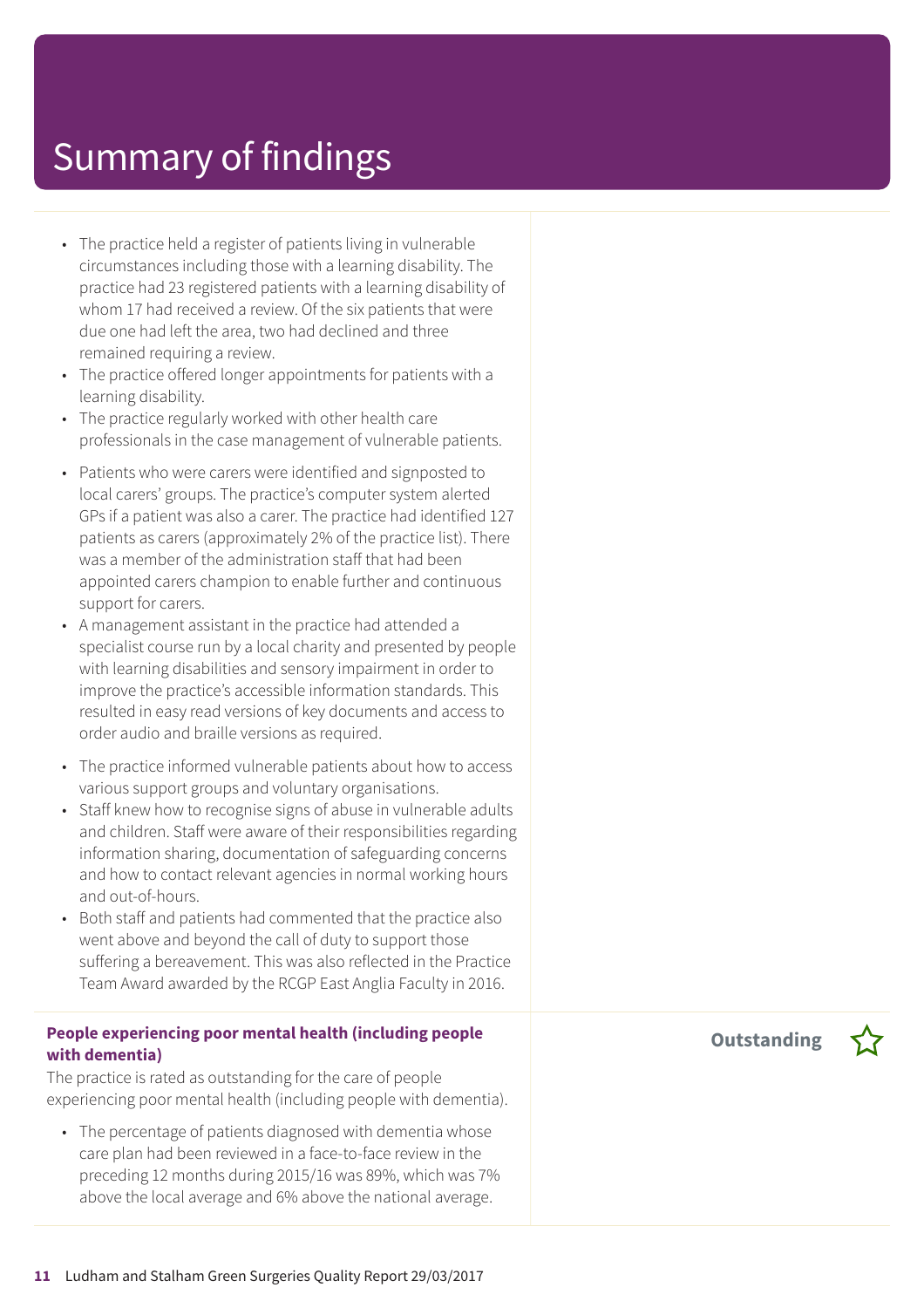# Summary of findings

- The practice held a register of patients living in vulnerable circumstances including those with a learning disability. The practice had 23 registered patients with a learning disability of whom 17 had received a review. Of the six patients that were due one had left the area, two had declined and three remained requiring a review.
- The practice offered longer appointments for patients with a learning disability.
- The practice regularly worked with other health care professionals in the case management of vulnerable patients.
- Patients who were carers were identified and signposted to local carers' groups. The practice's computer system alerted GPs if a patient was also a carer. The practice had identified 127 patients as carers (approximately 2% of the practice list). There was a member of the administration staff that had been appointed carers champion to enable further and continuous support for carers.
- A management assistant in the practice had attended a specialist course run by a local charity and presented by people with learning disabilities and sensory impairment in order to improve the practice's accessible information standards. This resulted in easy read versions of key documents and access to order audio and braille versions as required.
- The practice informed vulnerable patients about how to access various support groups and voluntary organisations.
- Staff knew how to recognise signs of abuse in vulnerable adults and children. Staff were aware of their responsibilities regarding information sharing, documentation of safeguarding concerns and how to contact relevant agencies in normal working hours and out-of-hours.
- Both staff and patients had commented that the practice also went above and beyond the call of duty to support those suffering a bereavement. This was also reflected in the Practice Team Award awarded by the RCGP East Anglia Faculty in 2016.

**People experiencing poor mental health (including people with dementia)** — **Outstanding** ☆

The practice is rated as outstanding for the care of people experiencing poor mental health (including people with dementia).

- The percentage of patients diagnosed with dementia whose care plan had been reviewed in a face-to-face review in the preceding 12 months during 2015/16 was 89%, which was 7% above the local average and 6% above the national average.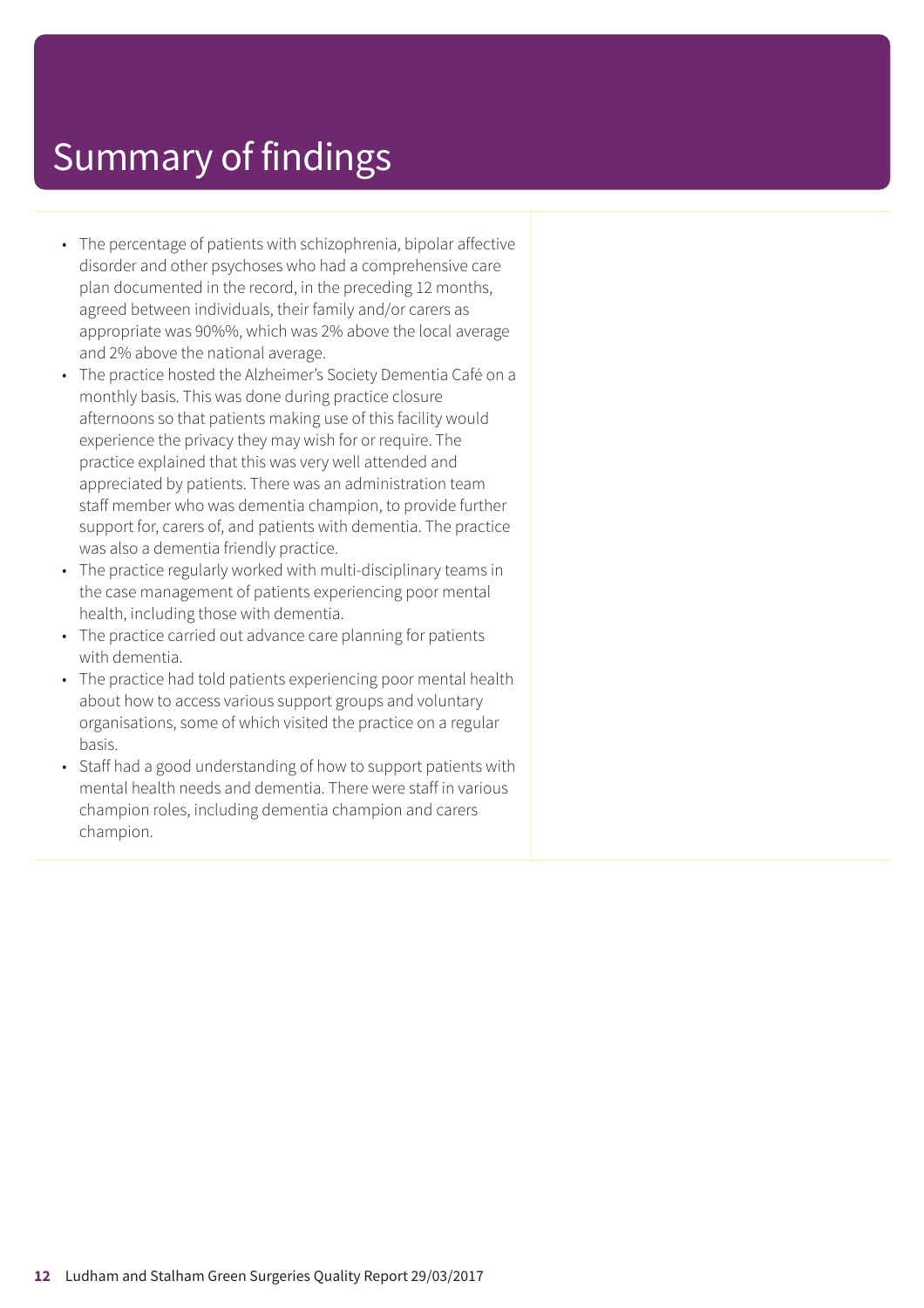# Summary of findings

- The percentage of patients with schizophrenia, bipolar affective disorder and other psychoses who had a comprehensive care plan documented in the record, in the preceding 12 months, agreed between individuals, their family and/or carers as appropriate was 90%%, which was 2% above the local average and 2% above the national average.
- The practice hosted the Alzheimer's Society Dementia Café on a monthly basis. This was done during practice closure afternoons so that patients making use of this facility would experience the privacy they may wish for or require. The practice explained that this was very well attended and appreciated by patients. There was an administration team staff member who was dementia champion, to provide further support for, carers of, and patients with dementia. The practice was also a dementia friendly practice.
- The practice regularly worked with multi-disciplinary teams in the case management of patients experiencing poor mental health, including those with dementia.
- The practice carried out advance care planning for patients with dementia.
- The practice had told patients experiencing poor mental health about how to access various support groups and voluntary organisations, some of which visited the practice on a regular basis.
- Staff had a good understanding of how to support patients with mental health needs and dementia. There were staff in various champion roles, including dementia champion and carers champion.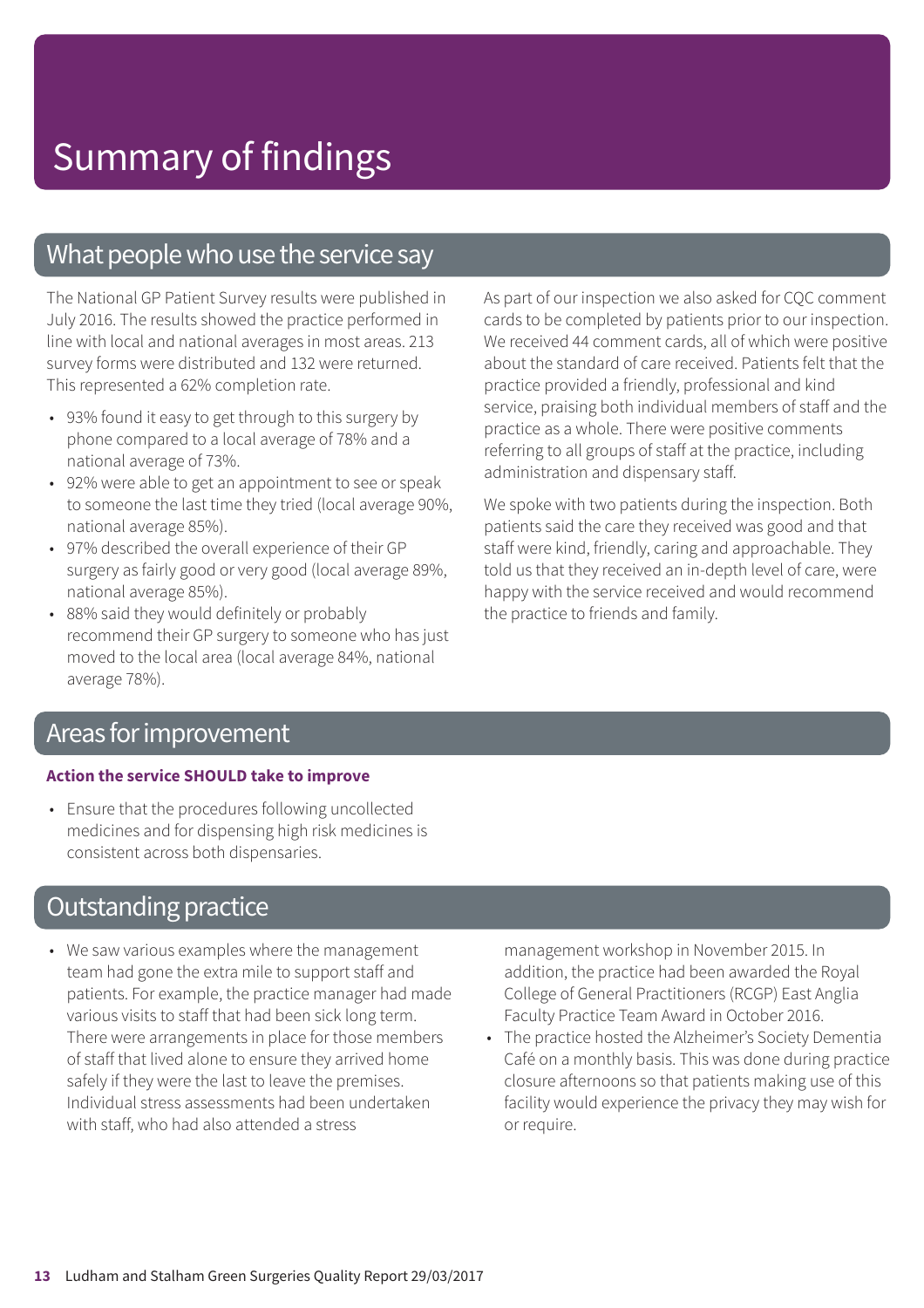# Summary of findings

## What people who use the service say

The National GP Patient Survey results were published in July 2016. The results showed the practice performed in line with local and national averages in most areas. 213 survey forms were distributed and 132 were returned. This represented a 62% completion rate.

- 93% found it easy to get through to this surgery by phone compared to a local average of 78% and a national average of 73%.
- 92% were able to get an appointment to see or speak to someone the last time they tried (local average 90%, national average 85%).
- 97% described the overall experience of their GP surgery as fairly good or very good (local average 89%, national average 85%).
- 88% said they would definitely or probably recommend their GP surgery to someone who has just moved to the local area (local average 84%, national average 78%).

As part of our inspection we also asked for CQC comment cards to be completed by patients prior to our inspection. We received 44 comment cards, all of which were positive about the standard of care received. Patients felt that the practice provided a friendly, professional and kind service, praising both individual members of staff and the practice as a whole. There were positive comments referring to all groups of staff at the practice, including administration and dispensary staff.

We spoke with two patients during the inspection. Both patients said the care they received was good and that staff were kind, friendly, caring and approachable. They told us that they received an in-depth level of care, were happy with the service received and would recommend the practice to friends and family.

## Areas for improvement

**Action the service SHOULD take to improve**

- Ensure that the procedures following uncollected medicines and for dispensing high risk medicines is consistent across both dispensaries.

## Outstanding practice

- We saw various examples where the management team had gone the extra mile to support staff and patients. For example, the practice manager had made various visits to staff that had been sick long term. There were arrangements in place for those members of staff that lived alone to ensure they arrived home safely if they were the last to leave the premises. Individual stress assessments had been undertaken with staff, who had also attended a stress management workshop in November 2015. In addition, the practice had been awarded the Royal College of General Practitioners (RCGP) East Anglia Faculty Practice Team Award in October 2016.
- The practice hosted the Alzheimer's Society Dementia Café on a monthly basis. This was done during practice closure afternoons so that patients making use of this facility would experience the privacy they may wish for or require.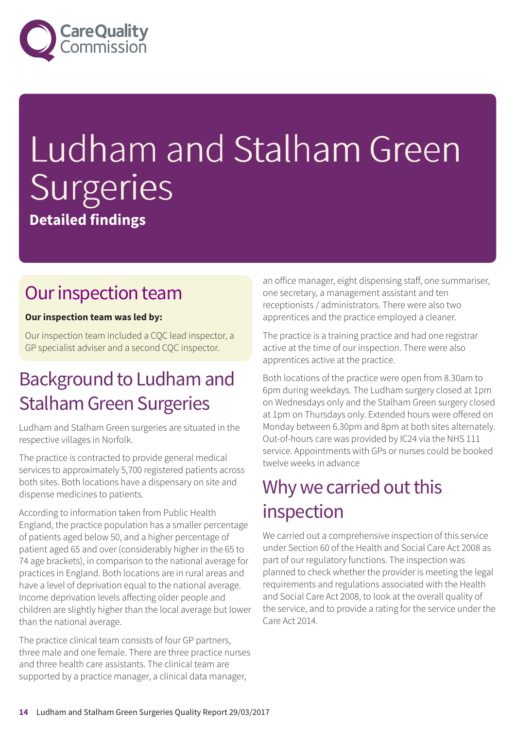# Ludham and Stalham Green Surgeries

**Detailed findings**

## Our inspection team

**Our inspection team was led by:**

Our inspection team included a CQC lead inspector, a GP specialist adviser and a second CQC inspector.

## Background to Ludham and Stalham Green Surgeries

Ludham and Stalham Green surgeries are situated in the respective villages in Norfolk.

The practice is contracted to provide general medical services to approximately 5,700 registered patients across both sites. Both locations have a dispensary on site and dispense medicines to patients.

According to information taken from Public Health England, the practice population has a smaller percentage of patients aged below 50, and a higher percentage of patient aged 65 and over (considerably higher in the 65 to 74 age brackets), in comparison to the national average for practices in England. Both locations are in rural areas and have a level of deprivation equal to the national average. Income deprivation levels affecting older people and children are slightly higher than the local average but lower than the national average.

The practice clinical team consists of four GP partners, three male and one female. There are three practice nurses and three health care assistants. The clinical team are supported by a practice manager, a clinical data manager, an office manager, eight dispensing staff, one summariser, one secretary, a management assistant and ten receptionists / administrators. There were also two apprentices and the practice employed a cleaner.

The practice is a training practice and had one registrar active at the time of our inspection. There were also apprentices active at the practice.

Both locations of the practice were open from 8.30am to 6pm during weekdays. The Ludham surgery closed at 1pm on Wednesdays only and the Stalham Green surgery closed at 1pm on Thursdays only. Extended hours were offered on Monday between 6.30pm and 8pm at both sites alternately. Out-of-hours care was provided by IC24 via the NHS 111 service. Appointments with GPs or nurses could be booked twelve weeks in advance

## Why we carried out this inspection

We carried out a comprehensive inspection of this service under Section 60 of the Health and Social Care Act 2008 as part of our regulatory functions. The inspection was planned to check whether the provider is meeting the legal requirements and regulations associated with the Health and Social Care Act 2008, to look at the overall quality of the service, and to provide a rating for the service under the Care Act 2014.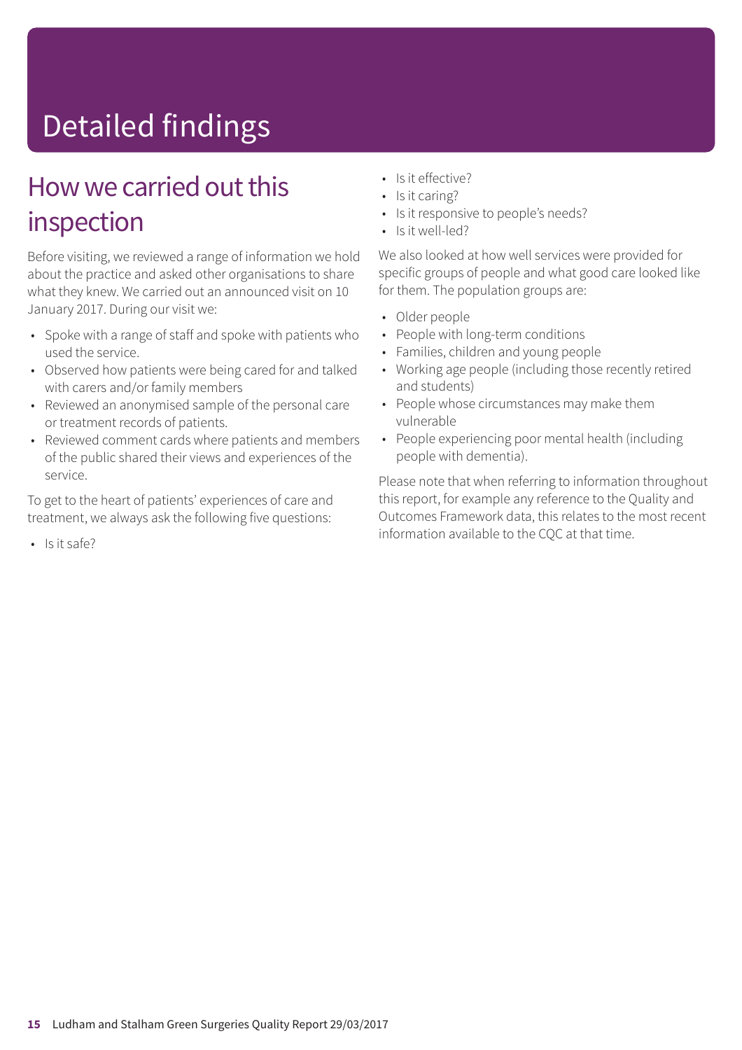# Detailed findings

## How we carried out this inspection

Before visiting, we reviewed a range of information we hold about the practice and asked other organisations to share what they knew. We carried out an announced visit on 10 January 2017. During our visit we:

- Spoke with a range of staff and spoke with patients who used the service.
- Observed how patients were being cared for and talked with carers and/or family members
- Reviewed an anonymised sample of the personal care or treatment records of patients.
- Reviewed comment cards where patients and members of the public shared their views and experiences of the service.

To get to the heart of patients' experiences of care and treatment, we always ask the following five questions:

- Is it safe?
- Is it effective?
- Is it caring?
- Is it responsive to people's needs?
- Is it well-led?

We also looked at how well services were provided for specific groups of people and what good care looked like for them. The population groups are:

- Older people
- People with long-term conditions
- Families, children and young people
- Working age people (including those recently retired and students)
- People whose circumstances may make them vulnerable
- People experiencing poor mental health (including people with dementia).

Please note that when referring to information throughout this report, for example any reference to the Quality and Outcomes Framework data, this relates to the most recent information available to the CQC at that time.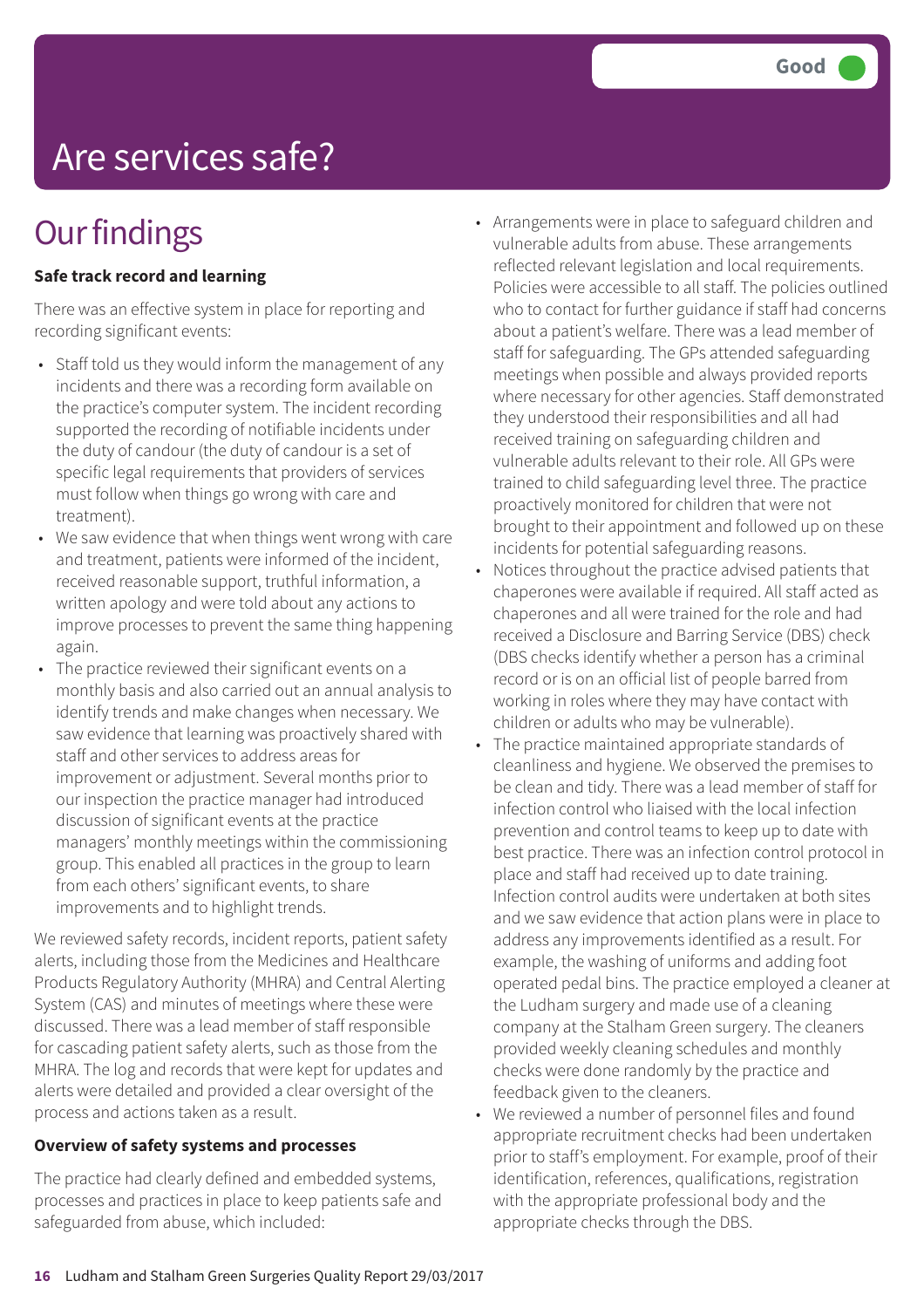# Are services safe?

**Good**

## Our findings

**Safe track record and learning**

There was an effective system in place for reporting and recording significant events:

- Staff told us they would inform the management of any incidents and there was a recording form available on the practice's computer system. The incident recording supported the recording of notifiable incidents under the duty of candour (the duty of candour is a set of specific legal requirements that providers of services must follow when things go wrong with care and treatment).
- We saw evidence that when things went wrong with care and treatment, patients were informed of the incident, received reasonable support, truthful information, a written apology and were told about any actions to improve processes to prevent the same thing happening again.
- The practice reviewed their significant events on a monthly basis and also carried out an annual analysis to identify trends and make changes when necessary. We saw evidence that learning was proactively shared with staff and other services to address areas for improvement or adjustment. Several months prior to our inspection the practice manager had introduced discussion of significant events at the practice managers' monthly meetings within the commissioning group. This enabled all practices in the group to learn from each others' significant events, to share improvements and to highlight trends.

We reviewed safety records, incident reports, patient safety alerts, including those from the Medicines and Healthcare Products Regulatory Authority (MHRA) and Central Alerting System (CAS) and minutes of meetings where these were discussed. There was a lead member of staff responsible for cascading patient safety alerts, such as those from the MHRA. The log and records that were kept for updates and alerts were detailed and provided a clear oversight of the process and actions taken as a result.

**Overview of safety systems and processes**

The practice had clearly defined and embedded systems, processes and practices in place to keep patients safe and safeguarded from abuse, which included:

- Arrangements were in place to safeguard children and vulnerable adults from abuse. These arrangements reflected relevant legislation and local requirements. Policies were accessible to all staff. The policies outlined who to contact for further guidance if staff had concerns about a patient's welfare. There was a lead member of staff for safeguarding. The GPs attended safeguarding meetings when possible and always provided reports where necessary for other agencies. Staff demonstrated they understood their responsibilities and all had received training on safeguarding children and vulnerable adults relevant to their role. All GPs were trained to child safeguarding level three. The practice proactively monitored for children that were not brought to their appointment and followed up on these incidents for potential safeguarding reasons.
- Notices throughout the practice advised patients that chaperones were available if required. All staff acted as chaperones and all were trained for the role and had received a Disclosure and Barring Service (DBS) check (DBS checks identify whether a person has a criminal record or is on an official list of people barred from working in roles where they may have contact with children or adults who may be vulnerable).
- The practice maintained appropriate standards of cleanliness and hygiene. We observed the premises to be clean and tidy. There was a lead member of staff for infection control who liaised with the local infection prevention and control teams to keep up to date with best practice. There was an infection control protocol in place and staff had received up to date training. Infection control audits were undertaken at both sites and we saw evidence that action plans were in place to address any improvements identified as a result. For example, the washing of uniforms and adding foot operated pedal bins. The practice employed a cleaner at the Ludham surgery and made use of a cleaning company at the Stalham Green surgery. The cleaners provided weekly cleaning schedules and monthly checks were done randomly by the practice and feedback given to the cleaners.
- We reviewed a number of personnel files and found appropriate recruitment checks had been undertaken prior to staff's employment. For example, proof of their identification, references, qualifications, registration with the appropriate professional body and the appropriate checks through the DBS.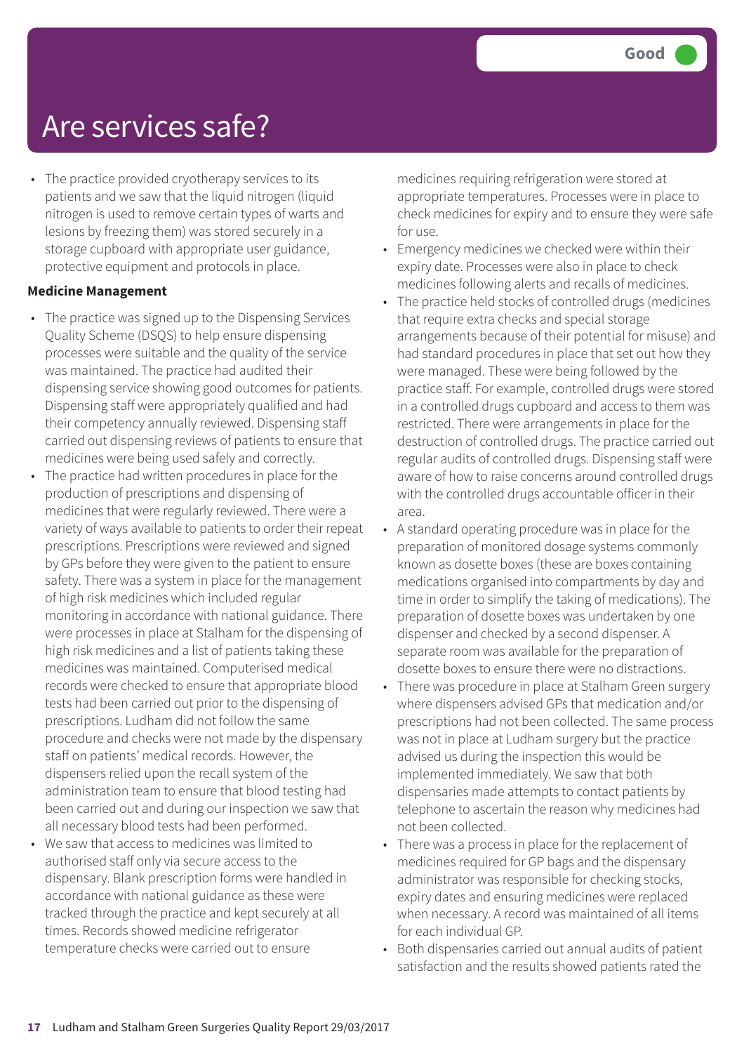# Are services safe?

Good

- The practice provided cryotherapy services to its patients and we saw that the liquid nitrogen (liquid nitrogen is used to remove certain types of warts and lesions by freezing them) was stored securely in a storage cupboard with appropriate user guidance, protective equipment and protocols in place.

**Medicine Management**

- The practice was signed up to the Dispensing Services Quality Scheme (DSQS) to help ensure dispensing processes were suitable and the quality of the service was maintained. The practice had audited their dispensing service showing good outcomes for patients. Dispensing staff were appropriately qualified and had their competency annually reviewed. Dispensing staff carried out dispensing reviews of patients to ensure that medicines were being used safely and correctly.
- The practice had written procedures in place for the production of prescriptions and dispensing of medicines that were regularly reviewed. There were a variety of ways available to patients to order their repeat prescriptions. Prescriptions were reviewed and signed by GPs before they were given to the patient to ensure safety. There was a system in place for the management of high risk medicines which included regular monitoring in accordance with national guidance. There were processes in place at Stalham for the dispensing of high risk medicines and a list of patients taking these medicines was maintained. Computerised medical records were checked to ensure that appropriate blood tests had been carried out prior to the dispensing of prescriptions. Ludham did not follow the same procedure and checks were not made by the dispensary staff on patients' medical records. However, the dispensers relied upon the recall system of the administration team to ensure that blood testing had been carried out and during our inspection we saw that all necessary blood tests had been performed.
- We saw that access to medicines was limited to authorised staff only via secure access to the dispensary. Blank prescription forms were handled in accordance with national guidance as these were tracked through the practice and kept securely at all times. Records showed medicine refrigerator temperature checks were carried out to ensure medicines requiring refrigeration were stored at appropriate temperatures. Processes were in place to check medicines for expiry and to ensure they were safe for use.
- Emergency medicines we checked were within their expiry date. Processes were also in place to check medicines following alerts and recalls of medicines.
- The practice held stocks of controlled drugs (medicines that require extra checks and special storage arrangements because of their potential for misuse) and had standard procedures in place that set out how they were managed. These were being followed by the practice staff. For example, controlled drugs were stored in a controlled drugs cupboard and access to them was restricted. There were arrangements in place for the destruction of controlled drugs. The practice carried out regular audits of controlled drugs. Dispensing staff were aware of how to raise concerns around controlled drugs with the controlled drugs accountable officer in their area.
- A standard operating procedure was in place for the preparation of monitored dosage systems commonly known as dosette boxes (these are boxes containing medications organised into compartments by day and time in order to simplify the taking of medications). The preparation of dosette boxes was undertaken by one dispenser and checked by a second dispenser. A separate room was available for the preparation of dosette boxes to ensure there were no distractions.
- There was procedure in place at Stalham Green surgery where dispensers advised GPs that medication and/or prescriptions had not been collected. The same process was not in place at Ludham surgery but the practice advised us during the inspection this would be implemented immediately. We saw that both dispensaries made attempts to contact patients by telephone to ascertain the reason why medicines had not been collected.
- There was a process in place for the replacement of medicines required for GP bags and the dispensary administrator was responsible for checking stocks, expiry dates and ensuring medicines were replaced when necessary. A record was maintained of all items for each individual GP.
- Both dispensaries carried out annual audits of patient satisfaction and the results showed patients rated the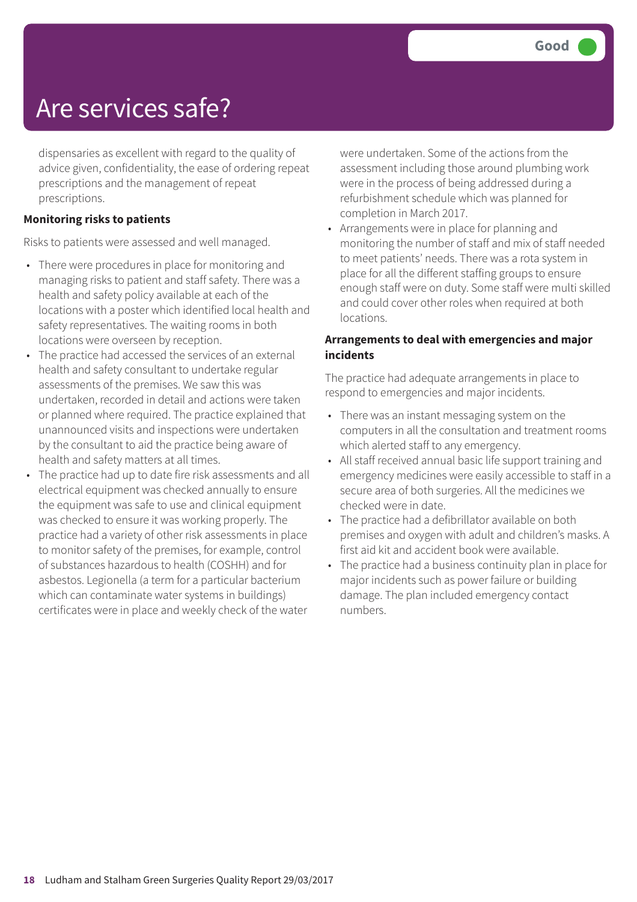# Are services safe?

Good

dispensaries as excellent with regard to the quality of advice given, confidentiality, the ease of ordering repeat prescriptions and the management of repeat prescriptions.

**Monitoring risks to patients**

Risks to patients were assessed and well managed.

- There were procedures in place for monitoring and managing risks to patient and staff safety. There was a health and safety policy available at each of the locations with a poster which identified local health and safety representatives. The waiting rooms in both locations were overseen by reception.
- The practice had accessed the services of an external health and safety consultant to undertake regular assessments of the premises. We saw this was undertaken, recorded in detail and actions were taken or planned where required. The practice explained that unannounced visits and inspections were undertaken by the consultant to aid the practice being aware of health and safety matters at all times.
- The practice had up to date fire risk assessments and all electrical equipment was checked annually to ensure the equipment was safe to use and clinical equipment was checked to ensure it was working properly. The practice had a variety of other risk assessments in place to monitor safety of the premises, for example, control of substances hazardous to health (COSHH) and for asbestos. Legionella (a term for a particular bacterium which can contaminate water systems in buildings) certificates were in place and weekly check of the water were undertaken. Some of the actions from the assessment including those around plumbing work were in the process of being addressed during a refurbishment schedule which was planned for completion in March 2017.
- Arrangements were in place for planning and monitoring the number of staff and mix of staff needed to meet patients' needs. There was a rota system in place for all the different staffing groups to ensure enough staff were on duty. Some staff were multi skilled and could cover other roles when required at both locations.

**Arrangements to deal with emergencies and major incidents**

The practice had adequate arrangements in place to respond to emergencies and major incidents.

- There was an instant messaging system on the computers in all the consultation and treatment rooms which alerted staff to any emergency.
- All staff received annual basic life support training and emergency medicines were easily accessible to staff in a secure area of both surgeries. All the medicines we checked were in date.
- The practice had a defibrillator available on both premises and oxygen with adult and children's masks. A first aid kit and accident book were available.
- The practice had a business continuity plan in place for major incidents such as power failure or building damage. The plan included emergency contact numbers.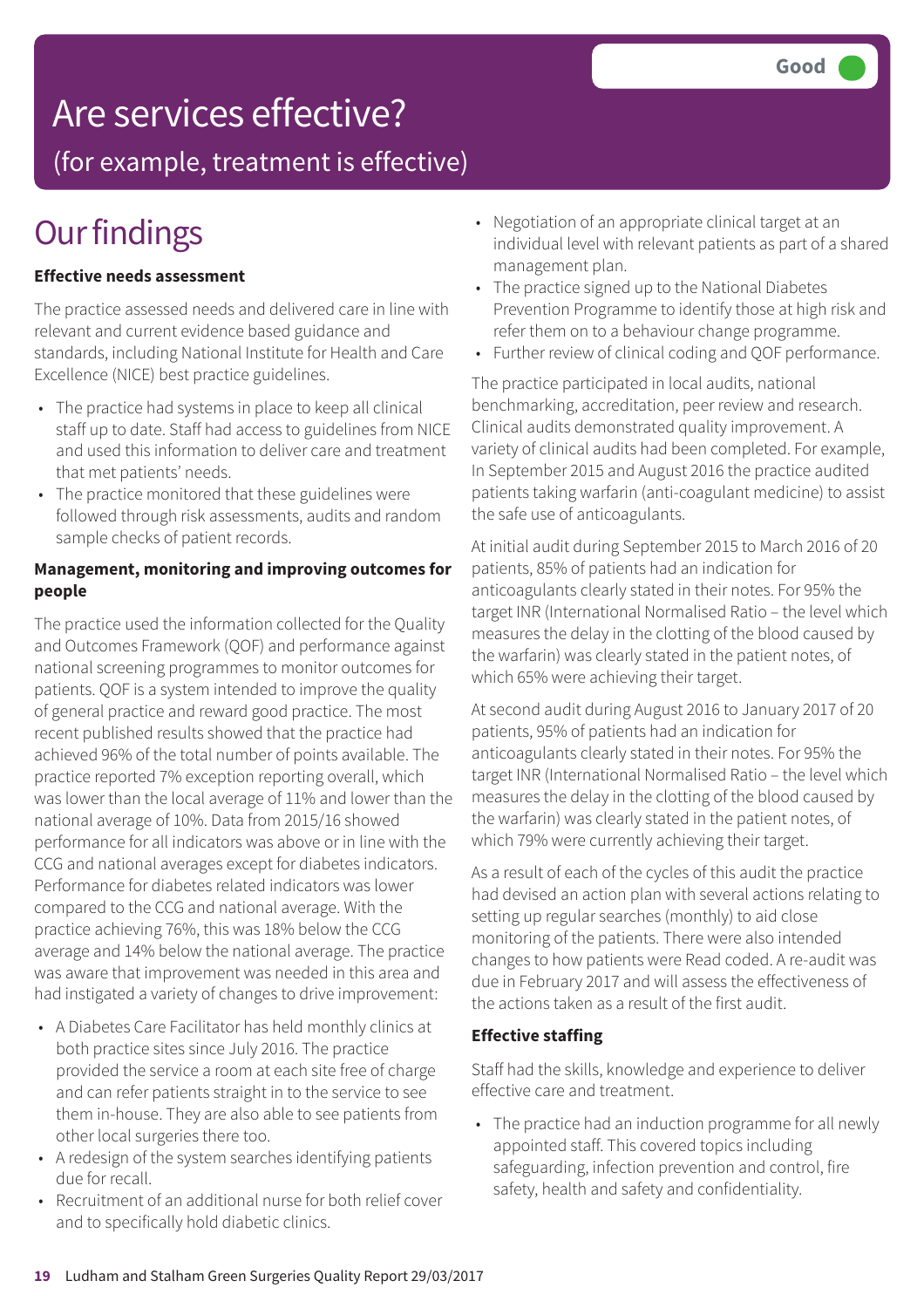# Are services effective?

(for example, treatment is effective)

**Good**

## Our findings

**Effective needs assessment**

The practice assessed needs and delivered care in line with relevant and current evidence based guidance and standards, including National Institute for Health and Care Excellence (NICE) best practice guidelines.

- The practice had systems in place to keep all clinical staff up to date. Staff had access to guidelines from NICE and used this information to deliver care and treatment that met patients' needs.
- The practice monitored that these guidelines were followed through risk assessments, audits and random sample checks of patient records.

**Management, monitoring and improving outcomes for people**

The practice used the information collected for the Quality and Outcomes Framework (QOF) and performance against national screening programmes to monitor outcomes for patients. QOF is a system intended to improve the quality of general practice and reward good practice. The most recent published results showed that the practice had achieved 96% of the total number of points available. The practice reported 7% exception reporting overall, which was lower than the local average of 11% and lower than the national average of 10%. Data from 2015/16 showed performance for all indicators was above or in line with the CCG and national averages except for diabetes indicators. Performance for diabetes related indicators was lower compared to the CCG and national average. With the practice achieving 76%, this was 18% below the CCG average and 14% below the national average. The practice was aware that improvement was needed in this area and had instigated a variety of changes to drive improvement:

- A Diabetes Care Facilitator has held monthly clinics at both practice sites since July 2016. The practice provided the service a room at each site free of charge and can refer patients straight in to the service to see them in-house. They are also able to see patients from other local surgeries there too.
- A redesign of the system searches identifying patients due for recall.
- Recruitment of an additional nurse for both relief cover and to specifically hold diabetic clinics.
- Negotiation of an appropriate clinical target at an individual level with relevant patients as part of a shared management plan.
- The practice signed up to the National Diabetes Prevention Programme to identify those at high risk and refer them on to a behaviour change programme.
- Further review of clinical coding and QOF performance.

The practice participated in local audits, national benchmarking, accreditation, peer review and research. Clinical audits demonstrated quality improvement. A variety of clinical audits had been completed. For example, In September 2015 and August 2016 the practice audited patients taking warfarin (anti-coagulant medicine) to assist the safe use of anticoagulants.

At initial audit during September 2015 to March 2016 of 20 patients, 85% of patients had an indication for anticoagulants clearly stated in their notes. For 95% the target INR (International Normalised Ratio – the level which measures the delay in the clotting of the blood caused by the warfarin) was clearly stated in the patient notes, of which 65% were achieving their target.

At second audit during August 2016 to January 2017 of 20 patients, 95% of patients had an indication for anticoagulants clearly stated in their notes. For 95% the target INR (International Normalised Ratio – the level which measures the delay in the clotting of the blood caused by the warfarin) was clearly stated in the patient notes, of which 79% were currently achieving their target.

As a result of each of the cycles of this audit the practice had devised an action plan with several actions relating to setting up regular searches (monthly) to aid close monitoring of the patients. There were also intended changes to how patients were Read coded. A re-audit was due in February 2017 and will assess the effectiveness of the actions taken as a result of the first audit.

**Effective staffing**

Staff had the skills, knowledge and experience to deliver effective care and treatment.

- The practice had an induction programme for all newly appointed staff. This covered topics including safeguarding, infection prevention and control, fire safety, health and safety and confidentiality.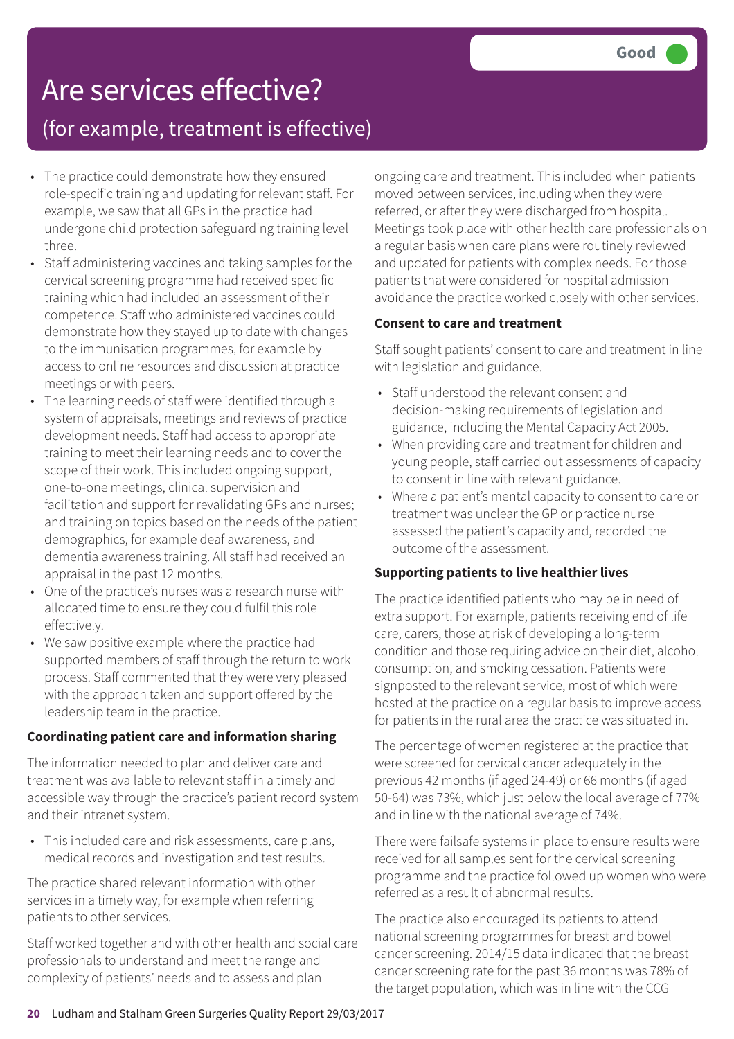# Are services effective?

## (for example, treatment is effective)

**Good**

- The practice could demonstrate how they ensured role-specific training and updating for relevant staff. For example, we saw that all GPs in the practice had undergone child protection safeguarding training level three.
- Staff administering vaccines and taking samples for the cervical screening programme had received specific training which had included an assessment of their competence. Staff who administered vaccines could demonstrate how they stayed up to date with changes to the immunisation programmes, for example by access to online resources and discussion at practice meetings or with peers.
- The learning needs of staff were identified through a system of appraisals, meetings and reviews of practice development needs. Staff had access to appropriate training to meet their learning needs and to cover the scope of their work. This included ongoing support, one-to-one meetings, clinical supervision and facilitation and support for revalidating GPs and nurses; and training on topics based on the needs of the patient demographics, for example deaf awareness, and dementia awareness training. All staff had received an appraisal in the past 12 months.
- One of the practice's nurses was a research nurse with allocated time to ensure they could fulfil this role effectively.
- We saw positive example where the practice had supported members of staff through the return to work process. Staff commented that they were very pleased with the approach taken and support offered by the leadership team in the practice.

**Coordinating patient care and information sharing**

The information needed to plan and deliver care and treatment was available to relevant staff in a timely and accessible way through the practice's patient record system and their intranet system.

- This included care and risk assessments, care plans, medical records and investigation and test results.

The practice shared relevant information with other services in a timely way, for example when referring patients to other services.

Staff worked together and with other health and social care professionals to understand and meet the range and complexity of patients' needs and to assess and plan ongoing care and treatment. This included when patients moved between services, including when they were referred, or after they were discharged from hospital. Meetings took place with other health care professionals on a regular basis when care plans were routinely reviewed and updated for patients with complex needs. For those patients that were considered for hospital admission avoidance the practice worked closely with other services.

**Consent to care and treatment**

Staff sought patients' consent to care and treatment in line with legislation and guidance.

- Staff understood the relevant consent and decision-making requirements of legislation and guidance, including the Mental Capacity Act 2005.
- When providing care and treatment for children and young people, staff carried out assessments of capacity to consent in line with relevant guidance.
- Where a patient's mental capacity to consent to care or treatment was unclear the GP or practice nurse assessed the patient's capacity and, recorded the outcome of the assessment.

**Supporting patients to live healthier lives**

The practice identified patients who may be in need of extra support. For example, patients receiving end of life care, carers, those at risk of developing a long-term condition and those requiring advice on their diet, alcohol consumption, and smoking cessation. Patients were signposted to the relevant service, most of which were hosted at the practice on a regular basis to improve access for patients in the rural area the practice was situated in.

The percentage of women registered at the practice that were screened for cervical cancer adequately in the previous 42 months (if aged 24-49) or 66 months (if aged 50-64) was 73%, which just below the local average of 77% and in line with the national average of 74%.

There were failsafe systems in place to ensure results were received for all samples sent for the cervical screening programme and the practice followed up women who were referred as a result of abnormal results.

The practice also encouraged its patients to attend national screening programmes for breast and bowel cancer screening. 2014/15 data indicated that the breast cancer screening rate for the past 36 months was 78% of the target population, which was in line with the CCG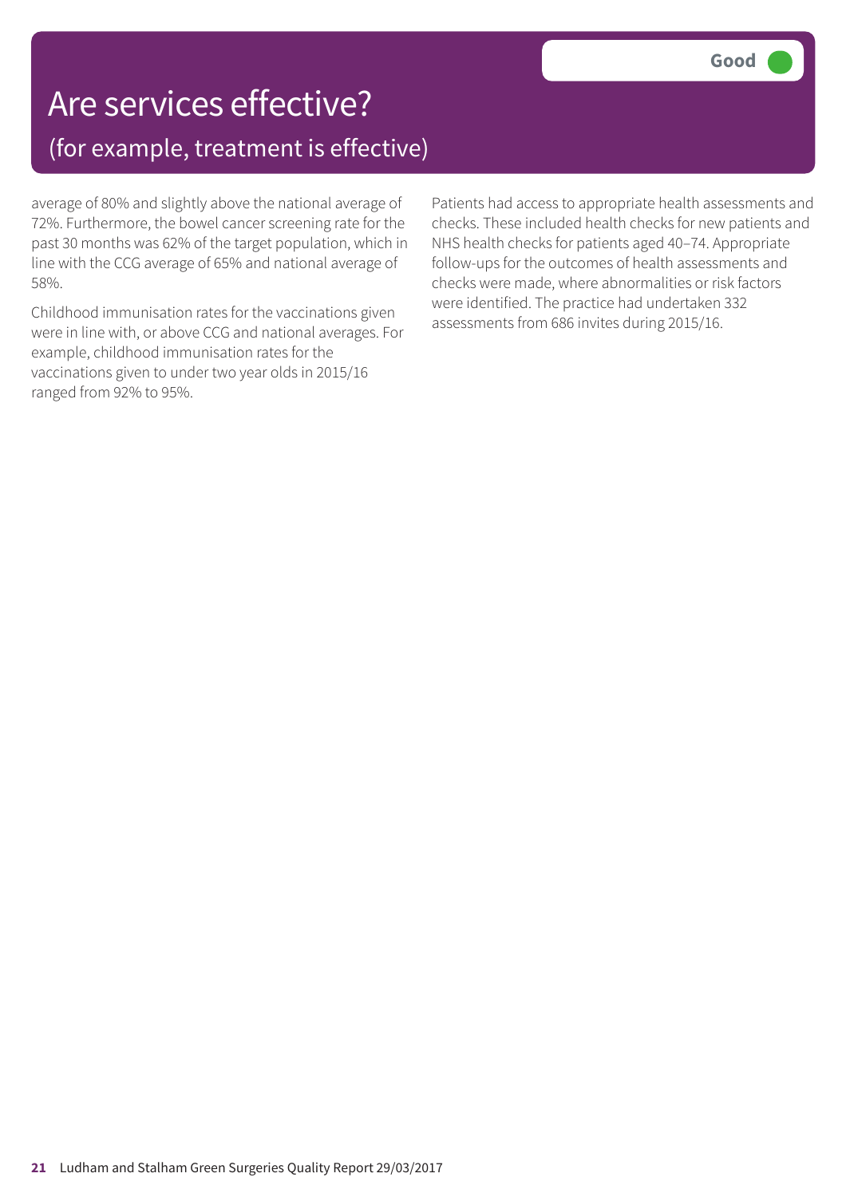# Are services effective?

## (for example, treatment is effective)

**Good**

average of 80% and slightly above the national average of 72%. Furthermore, the bowel cancer screening rate for the past 30 months was 62% of the target population, which in line with the CCG average of 65% and national average of 58%.

Childhood immunisation rates for the vaccinations given were in line with, or above CCG and national averages. For example, childhood immunisation rates for the vaccinations given to under two year olds in 2015/16 ranged from 92% to 95%.

Patients had access to appropriate health assessments and checks. These included health checks for new patients and NHS health checks for patients aged 40–74. Appropriate follow-ups for the outcomes of health assessments and checks were made, where abnormalities or risk factors were identified. The practice had undertaken 332 assessments from 686 invites during 2015/16.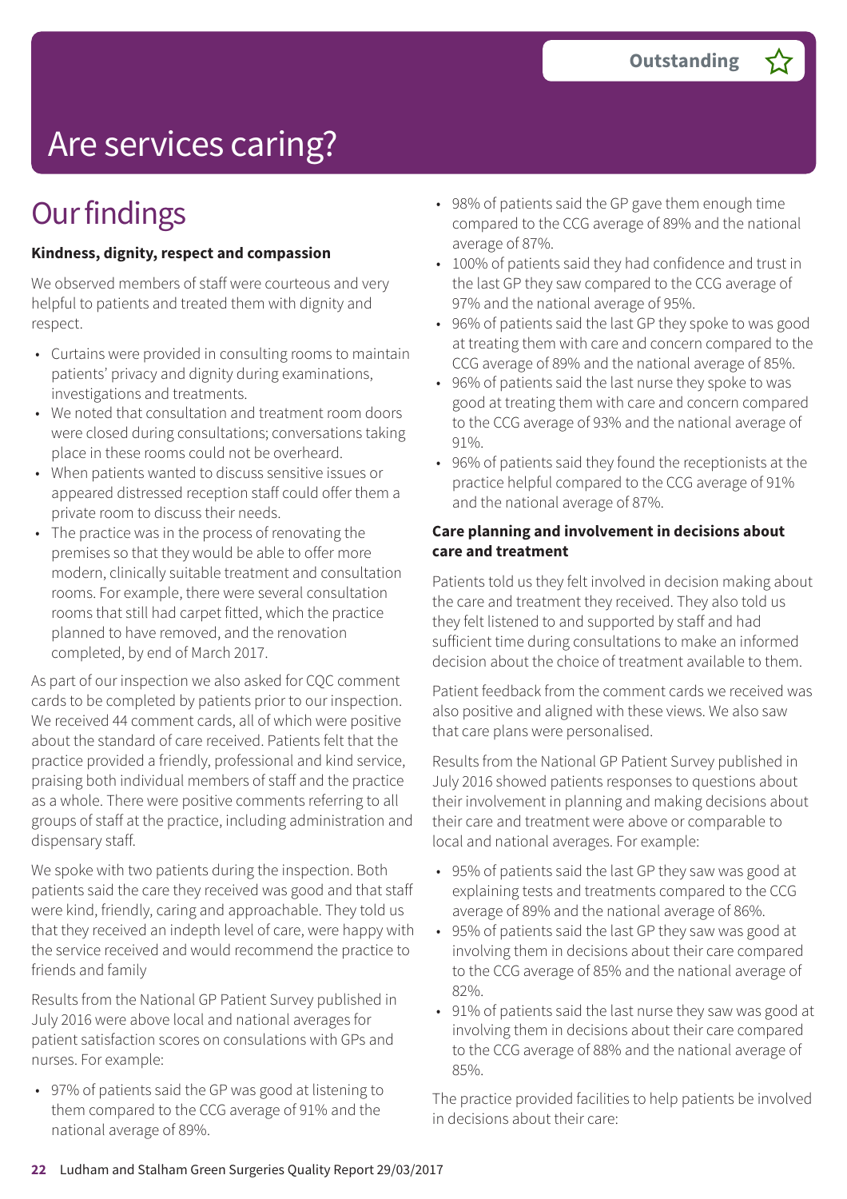# Are services caring?

**Outstanding** ☆

## Our findings

**Kindness, dignity, respect and compassion**

We observed members of staff were courteous and very helpful to patients and treated them with dignity and respect.

- Curtains were provided in consulting rooms to maintain patients' privacy and dignity during examinations, investigations and treatments.
- We noted that consultation and treatment room doors were closed during consultations; conversations taking place in these rooms could not be overheard.
- When patients wanted to discuss sensitive issues or appeared distressed reception staff could offer them a private room to discuss their needs.
- The practice was in the process of renovating the premises so that they would be able to offer more modern, clinically suitable treatment and consultation rooms. For example, there were several consultation rooms that still had carpet fitted, which the practice planned to have removed, and the renovation completed, by end of March 2017.

As part of our inspection we also asked for CQC comment cards to be completed by patients prior to our inspection. We received 44 comment cards, all of which were positive about the standard of care received. Patients felt that the practice provided a friendly, professional and kind service, praising both individual members of staff and the practice as a whole. There were positive comments referring to all groups of staff at the practice, including administration and dispensary staff.

We spoke with two patients during the inspection. Both patients said the care they received was good and that staff were kind, friendly, caring and approachable. They told us that they received an indepth level of care, were happy with the service received and would recommend the practice to friends and family

Results from the National GP Patient Survey published in July 2016 were above local and national averages for patient satisfaction scores on consulations with GPs and nurses. For example:

- 97% of patients said the GP was good at listening to them compared to the CCG average of 91% and the national average of 89%.
- 98% of patients said the GP gave them enough time compared to the CCG average of 89% and the national average of 87%.
- 100% of patients said they had confidence and trust in the last GP they saw compared to the CCG average of 97% and the national average of 95%.
- 96% of patients said the last GP they spoke to was good at treating them with care and concern compared to the CCG average of 89% and the national average of 85%.
- 96% of patients said the last nurse they spoke to was good at treating them with care and concern compared to the CCG average of 93% and the national average of 91%.
- 96% of patients said they found the receptionists at the practice helpful compared to the CCG average of 91% and the national average of 87%.

**Care planning and involvement in decisions about care and treatment**

Patients told us they felt involved in decision making about the care and treatment they received. They also told us they felt listened to and supported by staff and had sufficient time during consultations to make an informed decision about the choice of treatment available to them.

Patient feedback from the comment cards we received was also positive and aligned with these views. We also saw that care plans were personalised.

Results from the National GP Patient Survey published in July 2016 showed patients responses to questions about their involvement in planning and making decisions about their care and treatment were above or comparable to local and national averages. For example:

- 95% of patients said the last GP they saw was good at explaining tests and treatments compared to the CCG average of 89% and the national average of 86%.
- 95% of patients said the last GP they saw was good at involving them in decisions about their care compared to the CCG average of 85% and the national average of 82%.
- 91% of patients said the last nurse they saw was good at involving them in decisions about their care compared to the CCG average of 88% and the national average of 85%.

The practice provided facilities to help patients be involved in decisions about their care: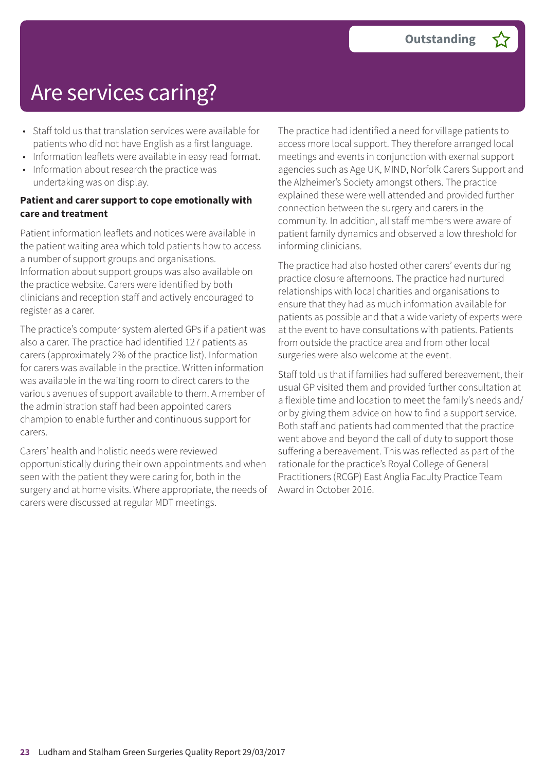# Are services caring?

**Outstanding** ☆

- Staff told us that translation services were available for patients who did not have English as a first language.
- Information leaflets were available in easy read format.
- Information about research the practice was undertaking was on display.

**Patient and carer support to cope emotionally with care and treatment**

Patient information leaflets and notices were available in the patient waiting area which told patients how to access a number of support groups and organisations. Information about support groups was also available on the practice website. Carers were identified by both clinicians and reception staff and actively encouraged to register as a carer.

The practice's computer system alerted GPs if a patient was also a carer. The practice had identified 127 patients as carers (approximately 2% of the practice list). Information for carers was available in the practice. Written information was available in the waiting room to direct carers to the various avenues of support available to them. A member of the administration staff had been appointed carers champion to enable further and continuous support for carers.

Carers' health and holistic needs were reviewed opportunistically during their own appointments and when seen with the patient they were caring for, both in the surgery and at home visits. Where appropriate, the needs of carers were discussed at regular MDT meetings.

The practice had identified a need for village patients to access more local support. They therefore arranged local meetings and events in conjunction with exernal support agencies such as Age UK, MIND, Norfolk Carers Support and the Alzheimer's Society amongst others. The practice explained these were well attended and provided further connection between the surgery and carers in the community. In addition, all staff members were aware of patient family dynamics and observed a low threshold for informing clinicians.

The practice had also hosted other carers' events during practice closure afternoons. The practice had nurtured relationships with local charities and organisations to ensure that they had as much information available for patients as possible and that a wide variety of experts were at the event to have consultations with patients. Patients from outside the practice area and from other local surgeries were also welcome at the event.

Staff told us that if families had suffered bereavement, their usual GP visited them and provided further consultation at a flexible time and location to meet the family's needs and/or by giving them advice on how to find a support service. Both staff and patients had commented that the practice went above and beyond the call of duty to support those suffering a bereavement. This was reflected as part of the rationale for the practice's Royal College of General Practitioners (RCGP) East Anglia Faculty Practice Team Award in October 2016.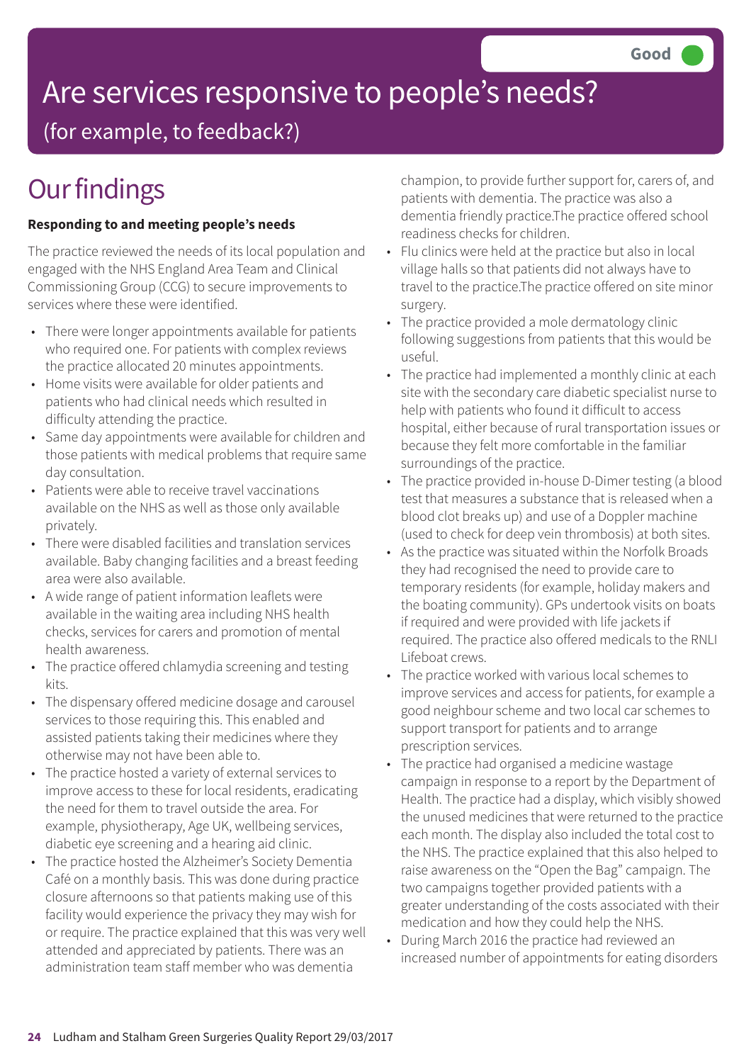Good

# Are services responsive to people's needs?

(for example, to feedback?)

## Our findings

**Responding to and meeting people's needs**

The practice reviewed the needs of its local population and engaged with the NHS England Area Team and Clinical Commissioning Group (CCG) to secure improvements to services where these were identified.

- There were longer appointments available for patients who required one. For patients with complex reviews the practice allocated 20 minutes appointments.
- Home visits were available for older patients and patients who had clinical needs which resulted in difficulty attending the practice.
- Same day appointments were available for children and those patients with medical problems that require same day consultation.
- Patients were able to receive travel vaccinations available on the NHS as well as those only available privately.
- There were disabled facilities and translation services available. Baby changing facilities and a breast feeding area were also available.
- A wide range of patient information leaflets were available in the waiting area including NHS health checks, services for carers and promotion of mental health awareness.
- The practice offered chlamydia screening and testing kits.
- The dispensary offered medicine dosage and carousel services to those requiring this. This enabled and assisted patients taking their medicines where they otherwise may not have been able to.
- The practice hosted a variety of external services to improve access to these for local residents, eradicating the need for them to travel outside the area. For example, physiotherapy, Age UK, wellbeing services, diabetic eye screening and a hearing aid clinic.
- The practice hosted the Alzheimer's Society Dementia Café on a monthly basis. This was done during practice closure afternoons so that patients making use of this facility would experience the privacy they may wish for or require. The practice explained that this was very well attended and appreciated by patients. There was an administration team staff member who was dementia champion, to provide further support for, carers of, and patients with dementia. The practice was also a dementia friendly practice.The practice offered school readiness checks for children.
- Flu clinics were held at the practice but also in local village halls so that patients did not always have to travel to the practice.The practice offered on site minor surgery.
- The practice provided a mole dermatology clinic following suggestions from patients that this would be useful.
- The practice had implemented a monthly clinic at each site with the secondary care diabetic specialist nurse to help with patients who found it difficult to access hospital, either because of rural transportation issues or because they felt more comfortable in the familiar surroundings of the practice.
- The practice provided in-house D-Dimer testing (a blood test that measures a substance that is released when a blood clot breaks up) and use of a Doppler machine (used to check for deep vein thrombosis) at both sites.
- As the practice was situated within the Norfolk Broads they had recognised the need to provide care to temporary residents (for example, holiday makers and the boating community). GPs undertook visits on boats if required and were provided with life jackets if required. The practice also offered medicals to the RNLI Lifeboat crews.
- The practice worked with various local schemes to improve services and access for patients, for example a good neighbour scheme and two local car schemes to support transport for patients and to arrange prescription services.
- The practice had organised a medicine wastage campaign in response to a report by the Department of Health. The practice had a display, which visibly showed the unused medicines that were returned to the practice each month. The display also included the total cost to the NHS. The practice explained that this also helped to raise awareness on the "Open the Bag" campaign. The two campaigns together provided patients with a greater understanding of the costs associated with their medication and how they could help the NHS.
- During March 2016 the practice had reviewed an increased number of appointments for eating disorders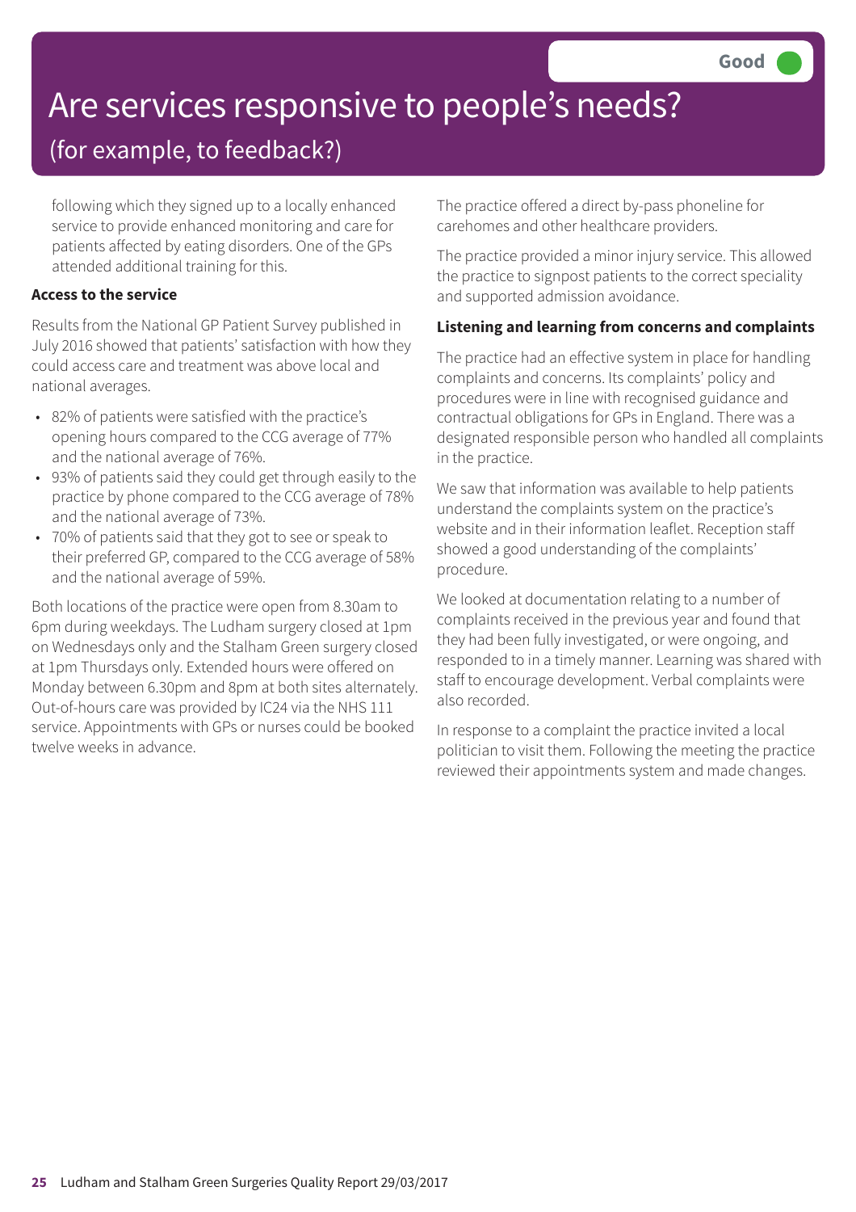Good

# Are services responsive to people's needs?

## (for example, to feedback?)

following which they signed up to a locally enhanced service to provide enhanced monitoring and care for patients affected by eating disorders. One of the GPs attended additional training for this.

**Access to the service**

Results from the National GP Patient Survey published in July 2016 showed that patients' satisfaction with how they could access care and treatment was above local and national averages.

- 82% of patients were satisfied with the practice's opening hours compared to the CCG average of 77% and the national average of 76%.
- 93% of patients said they could get through easily to the practice by phone compared to the CCG average of 78% and the national average of 73%.
- 70% of patients said that they got to see or speak to their preferred GP, compared to the CCG average of 58% and the national average of 59%.

Both locations of the practice were open from 8.30am to 6pm during weekdays. The Ludham surgery closed at 1pm on Wednesdays only and the Stalham Green surgery closed at 1pm Thursdays only. Extended hours were offered on Monday between 6.30pm and 8pm at both sites alternately. Out-of-hours care was provided by IC24 via the NHS 111 service. Appointments with GPs or nurses could be booked twelve weeks in advance.

The practice offered a direct by-pass phoneline for carehomes and other healthcare providers.

The practice provided a minor injury service. This allowed the practice to signpost patients to the correct speciality and supported admission avoidance.

**Listening and learning from concerns and complaints**

The practice had an effective system in place for handling complaints and concerns. Its complaints' policy and procedures were in line with recognised guidance and contractual obligations for GPs in England. There was a designated responsible person who handled all complaints in the practice.

We saw that information was available to help patients understand the complaints system on the practice's website and in their information leaflet. Reception staff showed a good understanding of the complaints' procedure.

We looked at documentation relating to a number of complaints received in the previous year and found that they had been fully investigated, or were ongoing, and responded to in a timely manner. Learning was shared with staff to encourage development. Verbal complaints were also recorded.

In response to a complaint the practice invited a local politician to visit them. Following the meeting the practice reviewed their appointments system and made changes.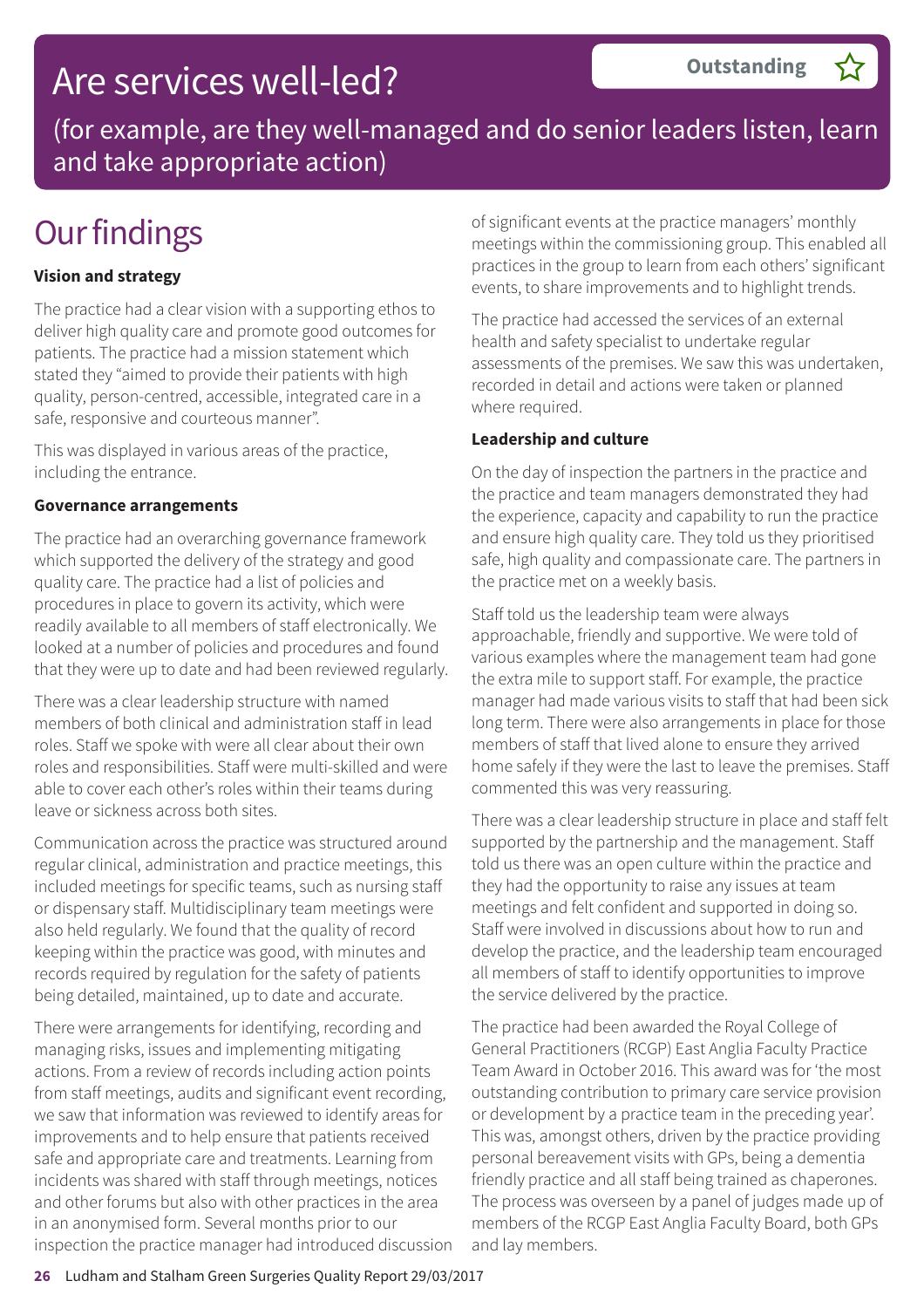# Are services well-led?

**Outstanding** ☆

(for example, are they well-managed and do senior leaders listen, learn and take appropriate action)

## Our findings

**Vision and strategy**

The practice had a clear vision with a supporting ethos to deliver high quality care and promote good outcomes for patients. The practice had a mission statement which stated they "aimed to provide their patients with high quality, person-centred, accessible, integrated care in a safe, responsive and courteous manner".

This was displayed in various areas of the practice, including the entrance.

**Governance arrangements**

The practice had an overarching governance framework which supported the delivery of the strategy and good quality care. The practice had a list of policies and procedures in place to govern its activity, which were readily available to all members of staff electronically. We looked at a number of policies and procedures and found that they were up to date and had been reviewed regularly.

There was a clear leadership structure with named members of both clinical and administration staff in lead roles. Staff we spoke with were all clear about their own roles and responsibilities. Staff were multi-skilled and were able to cover each other's roles within their teams during leave or sickness across both sites.

Communication across the practice was structured around regular clinical, administration and practice meetings, this included meetings for specific teams, such as nursing staff or dispensary staff. Multidisciplinary team meetings were also held regularly. We found that the quality of record keeping within the practice was good, with minutes and records required by regulation for the safety of patients being detailed, maintained, up to date and accurate.

There were arrangements for identifying, recording and managing risks, issues and implementing mitigating actions. From a review of records including action points from staff meetings, audits and significant event recording, we saw that information was reviewed to identify areas for improvements and to help ensure that patients received safe and appropriate care and treatments. Learning from incidents was shared with staff through meetings, notices and other forums but also with other practices in the area in an anonymised form. Several months prior to our inspection the practice manager had introduced discussion of significant events at the practice managers' monthly meetings within the commissioning group. This enabled all practices in the group to learn from each others' significant events, to share improvements and to highlight trends.

The practice had accessed the services of an external health and safety specialist to undertake regular assessments of the premises. We saw this was undertaken, recorded in detail and actions were taken or planned where required.

**Leadership and culture**

On the day of inspection the partners in the practice and the practice and team managers demonstrated they had the experience, capacity and capability to run the practice and ensure high quality care. They told us they prioritised safe, high quality and compassionate care. The partners in the practice met on a weekly basis.

Staff told us the leadership team were always approachable, friendly and supportive. We were told of various examples where the management team had gone the extra mile to support staff. For example, the practice manager had made various visits to staff that had been sick long term. There were also arrangements in place for those members of staff that lived alone to ensure they arrived home safely if they were the last to leave the premises. Staff commented this was very reassuring.

There was a clear leadership structure in place and staff felt supported by the partnership and the management. Staff told us there was an open culture within the practice and they had the opportunity to raise any issues at team meetings and felt confident and supported in doing so. Staff were involved in discussions about how to run and develop the practice, and the leadership team encouraged all members of staff to identify opportunities to improve the service delivered by the practice.

The practice had been awarded the Royal College of General Practitioners (RCGP) East Anglia Faculty Practice Team Award in October 2016. This award was for 'the most outstanding contribution to primary care service provision or development by a practice team in the preceding year'. This was, amongst others, driven by the practice providing personal bereavement visits with GPs, being a dementia friendly practice and all staff being trained as chaperones. The process was overseen by a panel of judges made up of members of the RCGP East Anglia Faculty Board, both GPs and lay members.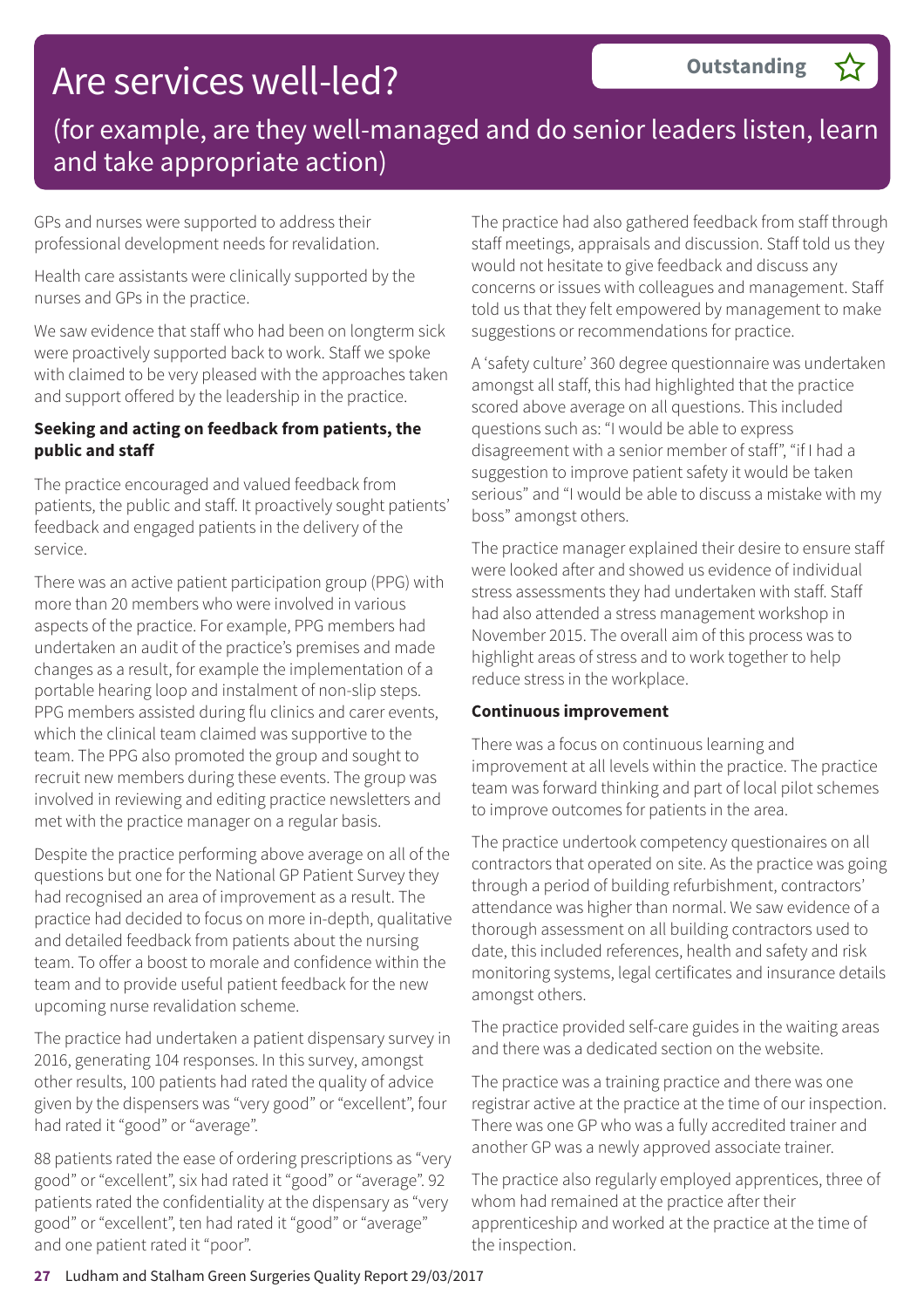# Are services well-led?

**Outstanding** ☆

(for example, are they well-managed and do senior leaders listen, learn and take appropriate action)

GPs and nurses were supported to address their professional development needs for revalidation.

Health care assistants were clinically supported by the nurses and GPs in the practice.

We saw evidence that staff who had been on longterm sick were proactively supported back to work. Staff we spoke with claimed to be very pleased with the approaches taken and support offered by the leadership in the practice.

**Seeking and acting on feedback from patients, the public and staff**

The practice encouraged and valued feedback from patients, the public and staff. It proactively sought patients' feedback and engaged patients in the delivery of the service.

There was an active patient participation group (PPG) with more than 20 members who were involved in various aspects of the practice. For example, PPG members had undertaken an audit of the practice's premises and made changes as a result, for example the implementation of a portable hearing loop and instalment of non-slip steps. PPG members assisted during flu clinics and carer events, which the clinical team claimed was supportive to the team. The PPG also promoted the group and sought to recruit new members during these events. The group was involved in reviewing and editing practice newsletters and met with the practice manager on a regular basis.

Despite the practice performing above average on all of the questions but one for the National GP Patient Survey they had recognised an area of improvement as a result. The practice had decided to focus on more in-depth, qualitative and detailed feedback from patients about the nursing team. To offer a boost to morale and confidence within the team and to provide useful patient feedback for the new upcoming nurse revalidation scheme.

The practice had undertaken a patient dispensary survey in 2016, generating 104 responses. In this survey, amongst other results, 100 patients had rated the quality of advice given by the dispensers was "very good" or "excellent", four had rated it "good" or "average".

88 patients rated the ease of ordering prescriptions as "very good" or "excellent", six had rated it "good" or "average". 92 patients rated the confidentiality at the dispensary as "very good" or "excellent", ten had rated it "good" or "average" and one patient rated it "poor".

The practice had also gathered feedback from staff through staff meetings, appraisals and discussion. Staff told us they would not hesitate to give feedback and discuss any concerns or issues with colleagues and management. Staff told us that they felt empowered by management to make suggestions or recommendations for practice.

A 'safety culture' 360 degree questionnaire was undertaken amongst all staff, this had highlighted that the practice scored above average on all questions. This included questions such as: "I would be able to express disagreement with a senior member of staff", "if I had a suggestion to improve patient safety it would be taken serious" and "I would be able to discuss a mistake with my boss" amongst others.

The practice manager explained their desire to ensure staff were looked after and showed us evidence of individual stress assessments they had undertaken with staff. Staff had also attended a stress management workshop in November 2015. The overall aim of this process was to highlight areas of stress and to work together to help reduce stress in the workplace.

**Continuous improvement**

There was a focus on continuous learning and improvement at all levels within the practice. The practice team was forward thinking and part of local pilot schemes to improve outcomes for patients in the area.

The practice undertook competency questionaires on all contractors that operated on site. As the practice was going through a period of building refurbishment, contractors' attendance was higher than normal. We saw evidence of a thorough assessment on all building contractors used to date, this included references, health and safety and risk monitoring systems, legal certificates and insurance details amongst others.

The practice provided self-care guides in the waiting areas and there was a dedicated section on the website.

The practice was a training practice and there was one registrar active at the practice at the time of our inspection. There was one GP who was a fully accredited trainer and another GP was a newly approved associate trainer.

The practice also regularly employed apprentices, three of whom had remained at the practice after their apprenticeship and worked at the practice at the time of the inspection.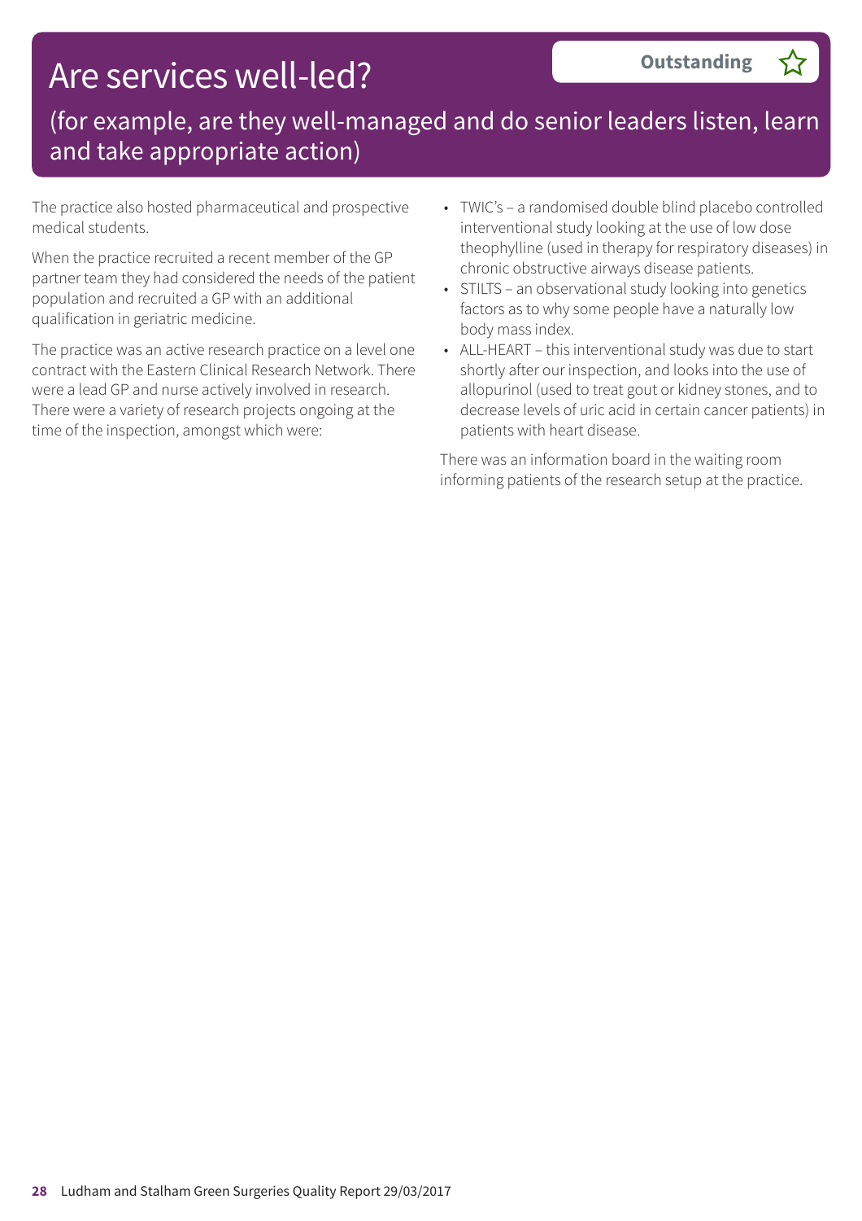# Are services well-led?

**Outstanding** ☆

## (for example, are they well-managed and do senior leaders listen, learn and take appropriate action)

The practice also hosted pharmaceutical and prospective medical students.

When the practice recruited a recent member of the GP partner team they had considered the needs of the patient population and recruited a GP with an additional qualification in geriatric medicine.

The practice was an active research practice on a level one contract with the Eastern Clinical Research Network. There were a lead GP and nurse actively involved in research. There were a variety of research projects ongoing at the time of the inspection, amongst which were:

- TWIC's – a randomised double blind placebo controlled interventional study looking at the use of low dose theophylline (used in therapy for respiratory diseases) in chronic obstructive airways disease patients.
- STILTS – an observational study looking into genetics factors as to why some people have a naturally low body mass index.
- ALL-HEART – this interventional study was due to start shortly after our inspection, and looks into the use of allopurinol (used to treat gout or kidney stones, and to decrease levels of uric acid in certain cancer patients) in patients with heart disease.

There was an information board in the waiting room informing patients of the research setup at the practice.